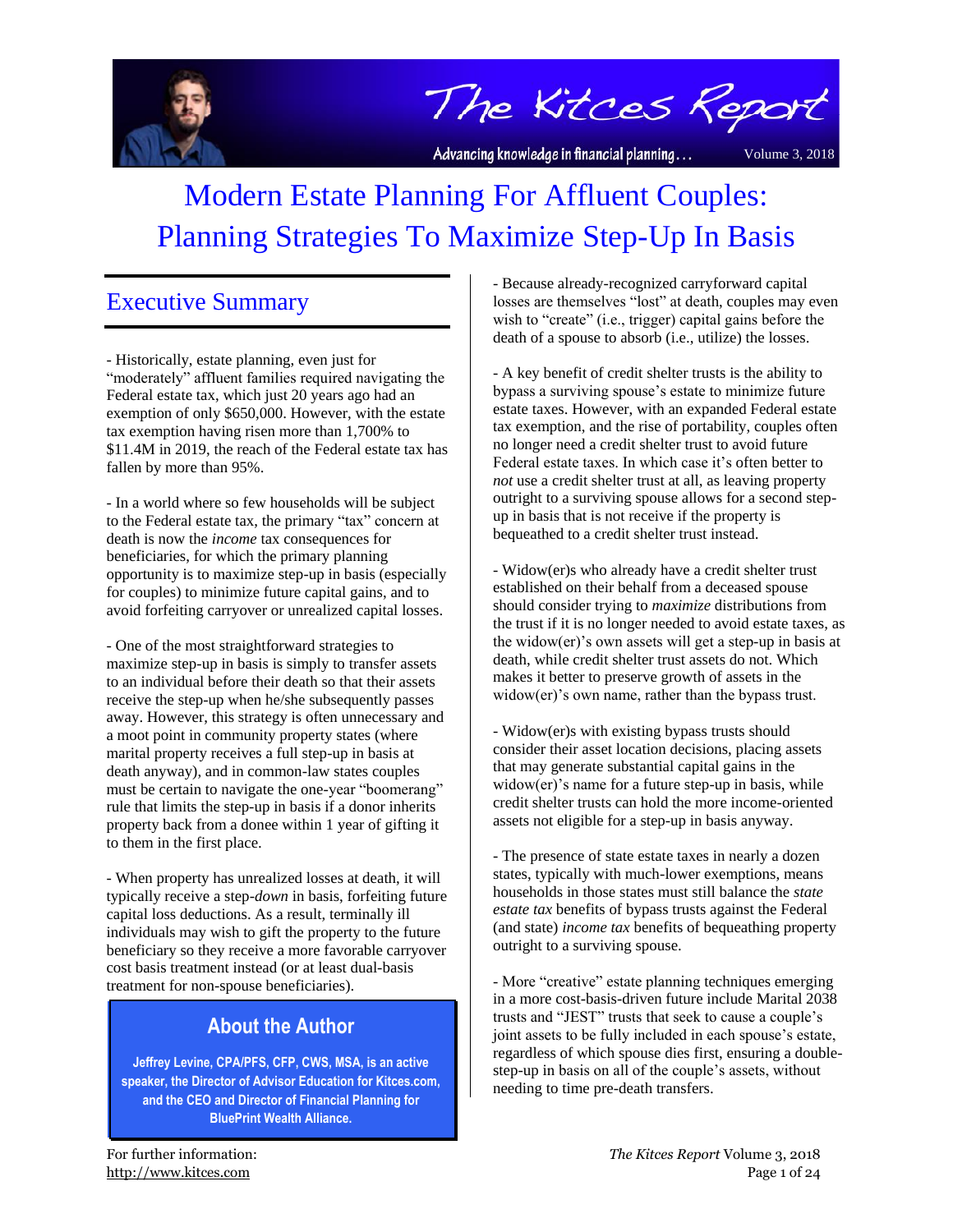# Modern Estate Planning For Affluent Couples: Planning Strategies To Maximize Step-Up In Basis

## Executive Summary

- Historically, estate planning, even just for "moderately" affluent families required navigating the Federal estate tax, which just 20 years ago had an exemption of only $650,000. However, with the estate tax exemption having risen more than 1,700% to $11.4M in 2019, the reach of the Federal estate tax has fallen by more than 95%.

- In a world where so few households will be subject to the Federal estate tax, the primary "tax" concern at death is now the *income* tax consequences for beneficiaries, for which the primary planning opportunity is to maximize step-up in basis (especially for couples) to minimize future capital gains, and to avoid forfeiting carryover or unrealized capital losses.

- One of the most straightforward strategies to maximize step-up in basis is simply to transfer assets to an individual before their death so that their assets receive the step-up when he/she subsequently passes away. However, this strategy is often unnecessary and a moot point in community property states (where marital property receives a full step-up in basis at death anyway), and in common-law states couples must be certain to navigate the one-year "boomerang" rule that limits the step-up in basis if a donor inherits property back from a donee within 1 year of gifting it to them in the first place.

- When property has unrealized losses at death, it will typically receive a step-*down* in basis, forfeiting future capital loss deductions. As a result, terminally ill individuals may wish to gift the property to the future beneficiary so they receive a more favorable carryover cost basis treatment instead (or at least dual-basis treatment for non-spouse beneficiaries).

**About the Author**

**Jeffrey Levine, CPA/PFS, CFP, CWS, MSA, is an active speaker, the Director of Advisor Education for Kitces.com, and the CEO and Director of Financial Planning for BluePrint Wealth Alliance.**

- Because already-recognized carryforward capital losses are themselves "lost" at death, couples may even wish to "create" (i.e., trigger) capital gains before the death of a spouse to absorb (i.e., utilize) the losses.

- A key benefit of credit shelter trusts is the ability to bypass a surviving spouse's estate to minimize future estate taxes. However, with an expanded Federal estate tax exemption, and the rise of portability, couples often no longer need a credit shelter trust to avoid future Federal estate taxes. In which case it's often better to *not* use a credit shelter trust at all, as leaving property outright to a surviving spouse allows for a second step-up in basis that is not receive if the property is bequeathed to a credit shelter trust instead.

- Widow(er)s who already have a credit shelter trust established on their behalf from a deceased spouse should consider trying to *maximize* distributions from the trust if it is no longer needed to avoid estate taxes, as the widow(er)'s own assets will get a step-up in basis at death, while credit shelter trust assets do not. Which makes it better to preserve growth of assets in the widow(er)'s own name, rather than the bypass trust.

- Widow(er)s with existing bypass trusts should consider their asset location decisions, placing assets that may generate substantial capital gains in the widow(er)'s name for a future step-up in basis, while credit shelter trusts can hold the more income-oriented assets not eligible for a step-up in basis anyway.

- The presence of state estate taxes in nearly a dozen states, typically with much-lower exemptions, means households in those states must still balance the *state estate tax* benefits of bypass trusts against the Federal (and state) *income tax* benefits of bequeathing property outright to a surviving spouse.

- More "creative" estate planning techniques emerging in a more cost-basis-driven future include Marital 2038 trusts and "JEST" trusts that seek to cause a couple's joint assets to be fully included in each spouse's estate, regardless of which spouse dies first, ensuring a double-step-up in basis on all of the couple's assets, without needing to time pre-death transfers.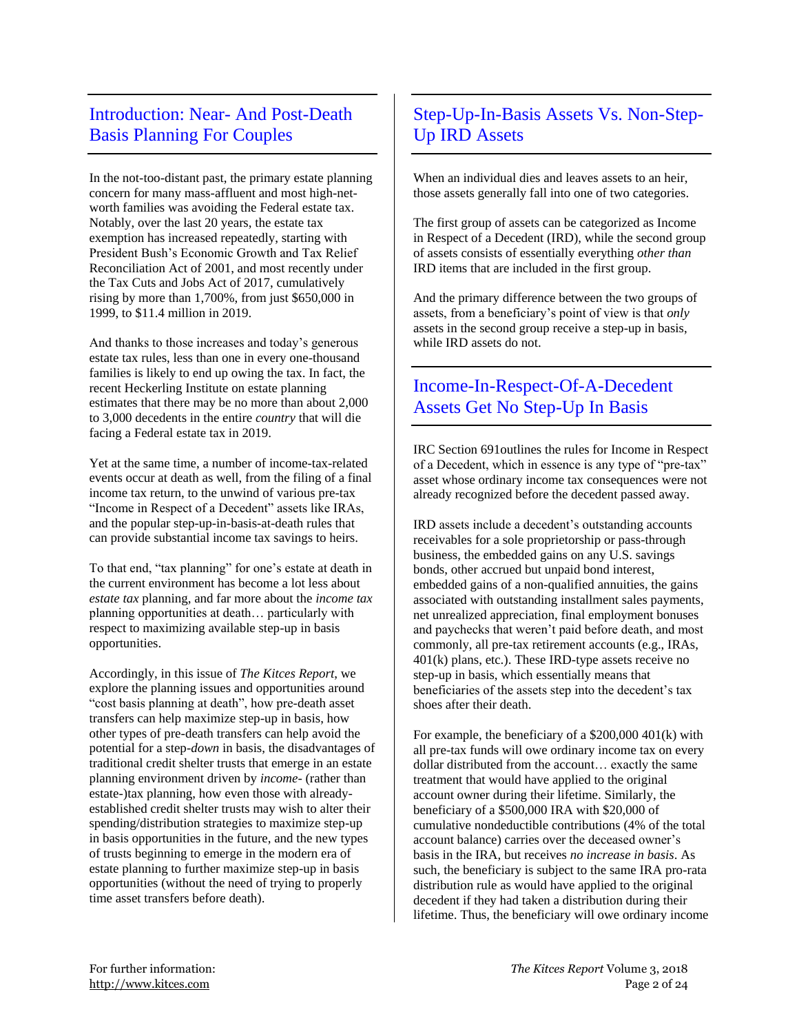## Introduction: Near- And Post-Death Basis Planning For Couples

In the not-too-distant past, the primary estate planning concern for many mass-affluent and most high-net-worth families was avoiding the Federal estate tax. Notably, over the last 20 years, the estate tax exemption has increased repeatedly, starting with President Bush's Economic Growth and Tax Relief Reconciliation Act of 2001, and most recently under the Tax Cuts and Jobs Act of 2017, cumulatively rising by more than 1,700%, from just $650,000 in 1999, to $11.4 million in 2019.

And thanks to those increases and today's generous estate tax rules, less than one in every one-thousand families is likely to end up owing the tax. In fact, the recent Heckerling Institute on estate planning estimates that there may be no more than about 2,000 to 3,000 decedents in the entire *country* that will die facing a Federal estate tax in 2019.

Yet at the same time, a number of income-tax-related events occur at death as well, from the filing of a final income tax return, to the unwind of various pre-tax "Income in Respect of a Decedent" assets like IRAs, and the popular step-up-in-basis-at-death rules that can provide substantial income tax savings to heirs.

To that end, "tax planning" for one's estate at death in the current environment has become a lot less about *estate tax* planning, and far more about the *income tax* planning opportunities at death… particularly with respect to maximizing available step-up in basis opportunities.

Accordingly, in this issue of *The Kitces Report*, we explore the planning issues and opportunities around "cost basis planning at death", how pre-death asset transfers can help maximize step-up in basis, how other types of pre-death transfers can help avoid the potential for a step-*down* in basis, the disadvantages of traditional credit shelter trusts that emerge in an estate planning environment driven by *income-* (rather than estate-)tax planning, how even those with already-established credit shelter trusts may wish to alter their spending/distribution strategies to maximize step-up in basis opportunities in the future, and the new types of trusts beginning to emerge in the modern era of estate planning to further maximize step-up in basis opportunities (without the need of trying to properly time asset transfers before death).

## Step-Up-In-Basis Assets Vs. Non-Step-Up IRD Assets

When an individual dies and leaves assets to an heir, those assets generally fall into one of two categories.

The first group of assets can be categorized as Income in Respect of a Decedent (IRD), while the second group of assets consists of essentially everything *other than* IRD items that are included in the first group.

And the primary difference between the two groups of assets, from a beneficiary's point of view is that *only* assets in the second group receive a step-up in basis, while IRD assets do not.

## Income-In-Respect-Of-A-Decedent Assets Get No Step-Up In Basis

IRC Section 691outlines the rules for Income in Respect of a Decedent, which in essence is any type of "pre-tax" asset whose ordinary income tax consequences were not already recognized before the decedent passed away.

IRD assets include a decedent's outstanding accounts receivables for a sole proprietorship or pass-through business, the embedded gains on any U.S. savings bonds, other accrued but unpaid bond interest, embedded gains of a non-qualified annuities, the gains associated with outstanding installment sales payments, net unrealized appreciation, final employment bonuses and paychecks that weren't paid before death, and most commonly, all pre-tax retirement accounts (e.g., IRAs, 401(k) plans, etc.). These IRD-type assets receive no step-up in basis, which essentially means that beneficiaries of the assets step into the decedent's tax shoes after their death.

For example, the beneficiary of a $200,000 401(k) with all pre-tax funds will owe ordinary income tax on every dollar distributed from the account… exactly the same treatment that would have applied to the original account owner during their lifetime. Similarly, the beneficiary of a $500,000 IRA with $20,000 of cumulative nondeductible contributions (4% of the total account balance) carries over the deceased owner's basis in the IRA, but receives *no increase in basis*. As such, the beneficiary is subject to the same IRA pro-rata distribution rule as would have applied to the original decedent if they had taken a distribution during their lifetime. Thus, the beneficiary will owe ordinary income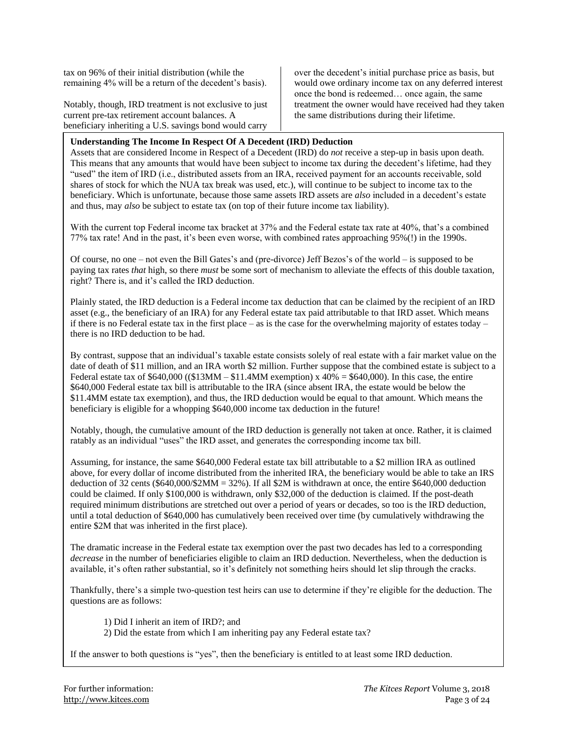tax on 96% of their initial distribution (while the remaining 4% will be a return of the decedent's basis).

Notably, though, IRD treatment is not exclusive to just current pre-tax retirement account balances. A beneficiary inheriting a U.S. savings bond would carry over the decedent's initial purchase price as basis, but would owe ordinary income tax on any deferred interest once the bond is redeemed… once again, the same treatment the owner would have received had they taken the same distributions during their lifetime.

**Understanding The Income In Respect Of A Decedent (IRD) Deduction**

Assets that are considered Income in Respect of a Decedent (IRD) do *not* receive a step-up in basis upon death. This means that any amounts that would have been subject to income tax during the decedent's lifetime, had they "used" the item of IRD (i.e., distributed assets from an IRA, received payment for an accounts receivable, sold shares of stock for which the NUA tax break was used, etc.), will continue to be subject to income tax to the beneficiary. Which is unfortunate, because those same assets IRD assets are *also* included in a decedent's estate and thus, may *also* be subject to estate tax (on top of their future income tax liability).

With the current top Federal income tax bracket at 37% and the Federal estate tax rate at 40%, that's a combined 77% tax rate! And in the past, it's been even worse, with combined rates approaching 95%(!) in the 1990s.

Of course, no one – not even the Bill Gates's and (pre-divorce) Jeff Bezos's of the world – is supposed to be paying tax rates *that* high, so there *must* be some sort of mechanism to alleviate the effects of this double taxation, right? There is, and it's called the IRD deduction.

Plainly stated, the IRD deduction is a Federal income tax deduction that can be claimed by the recipient of an IRD asset (e.g., the beneficiary of an IRA) for any Federal estate tax paid attributable to that IRD asset. Which means if there is no Federal estate tax in the first place – as is the case for the overwhelming majority of estates today – there is no IRD deduction to be had.

By contrast, suppose that an individual's taxable estate consists solely of real estate with a fair market value on the date of death of $11 million, and an IRA worth $2 million. Further suppose that the combined estate is subject to a Federal estate tax of $640,000 (($13MM – $11.4MM exemption) x 40% = $640,000). In this case, the entire $640,000 Federal estate tax bill is attributable to the IRA (since absent IRA, the estate would be below the $11.4MM estate tax exemption), and thus, the IRD deduction would be equal to that amount. Which means the beneficiary is eligible for a whopping $640,000 income tax deduction in the future!

Notably, though, the cumulative amount of the IRD deduction is generally not taken at once. Rather, it is claimed ratably as an individual "uses" the IRD asset, and generates the corresponding income tax bill.

Assuming, for instance, the same $640,000 Federal estate tax bill attributable to a $2 million IRA as outlined above, for every dollar of income distributed from the inherited IRA, the beneficiary would be able to take an IRS deduction of 32 cents ($640,000/$2MM = 32%). If all $2M is withdrawn at once, the entire $640,000 deduction could be claimed. If only $100,000 is withdrawn, only $32,000 of the deduction is claimed. If the post-death required minimum distributions are stretched out over a period of years or decades, so too is the IRD deduction, until a total deduction of $640,000 has cumulatively been received over time (by cumulatively withdrawing the entire $2M that was inherited in the first place).

The dramatic increase in the Federal estate tax exemption over the past two decades has led to a corresponding *decrease* in the number of beneficiaries eligible to claim an IRD deduction. Nevertheless, when the deduction is available, it's often rather substantial, so it's definitely not something heirs should let slip through the cracks.

Thankfully, there's a simple two-question test heirs can use to determine if they're eligible for the deduction. The questions are as follows:

1) Did I inherit an item of IRD?; and
2) Did the estate from which I am inheriting pay any Federal estate tax?

If the answer to both questions is "yes", then the beneficiary is entitled to at least some IRD deduction.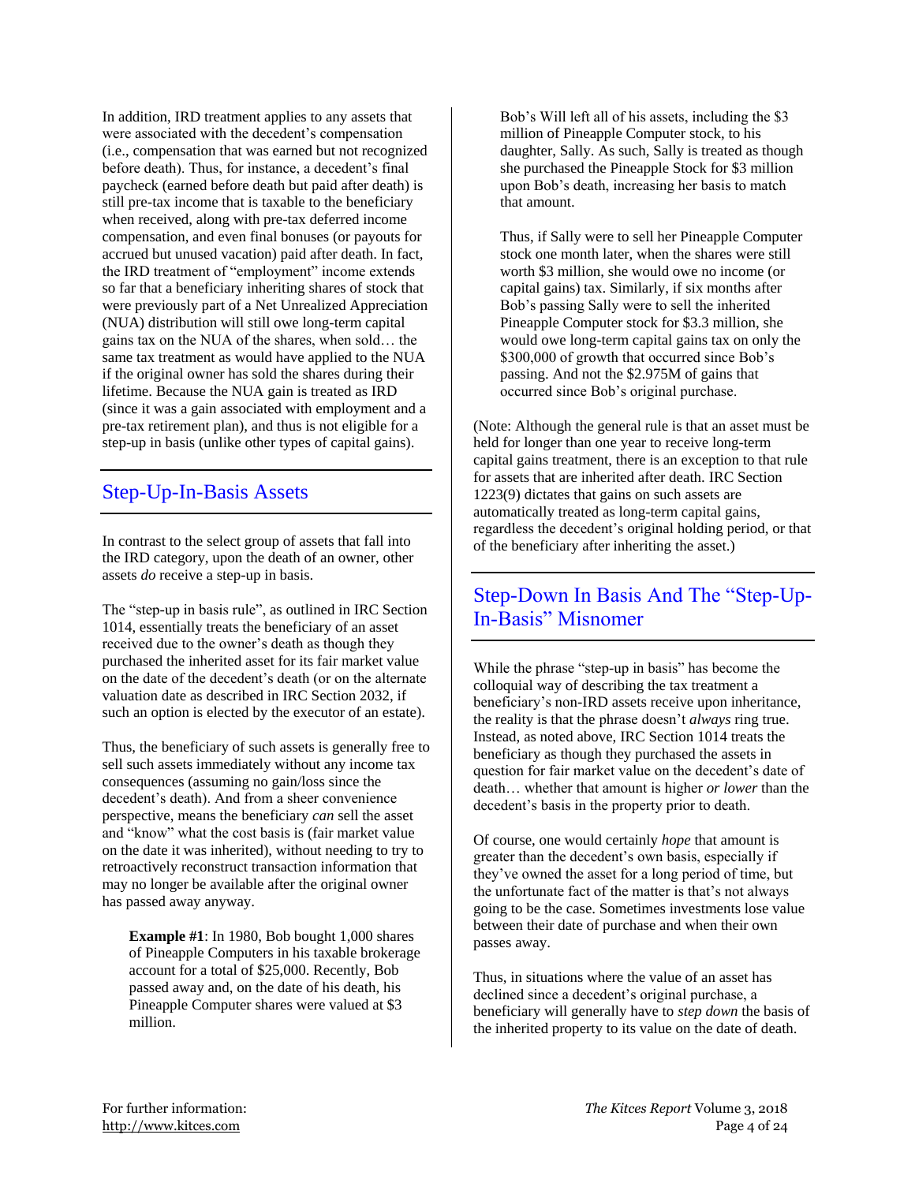In addition, IRD treatment applies to any assets that were associated with the decedent's compensation (i.e., compensation that was earned but not recognized before death). Thus, for instance, a decedent's final paycheck (earned before death but paid after death) is still pre-tax income that is taxable to the beneficiary when received, along with pre-tax deferred income compensation, and even final bonuses (or payouts for accrued but unused vacation) paid after death. In fact, the IRD treatment of "employment" income extends so far that a beneficiary inheriting shares of stock that were previously part of a Net Unrealized Appreciation (NUA) distribution will still owe long-term capital gains tax on the NUA of the shares, when sold… the same tax treatment as would have applied to the NUA if the original owner has sold the shares during their lifetime. Because the NUA gain is treated as IRD (since it was a gain associated with employment and a pre-tax retirement plan), and thus is not eligible for a step-up in basis (unlike other types of capital gains).

## Step-Up-In-Basis Assets

In contrast to the select group of assets that fall into the IRD category, upon the death of an owner, other assets *do* receive a step-up in basis.

The "step-up in basis rule", as outlined in IRC Section 1014, essentially treats the beneficiary of an asset received due to the owner's death as though they purchased the inherited asset for its fair market value on the date of the decedent's death (or on the alternate valuation date as described in IRC Section 2032, if such an option is elected by the executor of an estate).

Thus, the beneficiary of such assets is generally free to sell such assets immediately without any income tax consequences (assuming no gain/loss since the decedent's death). And from a sheer convenience perspective, means the beneficiary *can* sell the asset and "know" what the cost basis is (fair market value on the date it was inherited), without needing to try to retroactively reconstruct transaction information that may no longer be available after the original owner has passed away anyway.

> **Example #1**: In 1980, Bob bought 1,000 shares of Pineapple Computers in his taxable brokerage account for a total of $25,000. Recently, Bob passed away and, on the date of his death, his Pineapple Computer shares were valued at $3 million.
>
> Bob's Will left all of his assets, including the $3 million of Pineapple Computer stock, to his daughter, Sally. As such, Sally is treated as though she purchased the Pineapple Stock for $3 million upon Bob's death, increasing her basis to match that amount.
>
> Thus, if Sally were to sell her Pineapple Computer stock one month later, when the shares were still worth $3 million, she would owe no income (or capital gains) tax. Similarly, if six months after Bob's passing Sally were to sell the inherited Pineapple Computer stock for $3.3 million, she would owe long-term capital gains tax on only the $300,000 of growth that occurred since Bob's passing. And not the $2.975M of gains that occurred since Bob's original purchase.

(Note: Although the general rule is that an asset must be held for longer than one year to receive long-term capital gains treatment, there is an exception to that rule for assets that are inherited after death. IRC Section 1223(9) dictates that gains on such assets are automatically treated as long-term capital gains, regardless the decedent's original holding period, or that of the beneficiary after inheriting the asset.)

## Step-Down In Basis And The "Step-Up-In-Basis" Misnomer

While the phrase "step-up in basis" has become the colloquial way of describing the tax treatment a beneficiary's non-IRD assets receive upon inheritance, the reality is that the phrase doesn't *always* ring true. Instead, as noted above, IRC Section 1014 treats the beneficiary as though they purchased the assets in question for fair market value on the decedent's date of death… whether that amount is higher *or lower* than the decedent's basis in the property prior to death.

Of course, one would certainly *hope* that amount is greater than the decedent's own basis, especially if they've owned the asset for a long period of time, but the unfortunate fact of the matter is that's not always going to be the case. Sometimes investments lose value between their date of purchase and when their own passes away.

Thus, in situations where the value of an asset has declined since a decedent's original purchase, a beneficiary will generally have to *step down* the basis of the inherited property to its value on the date of death.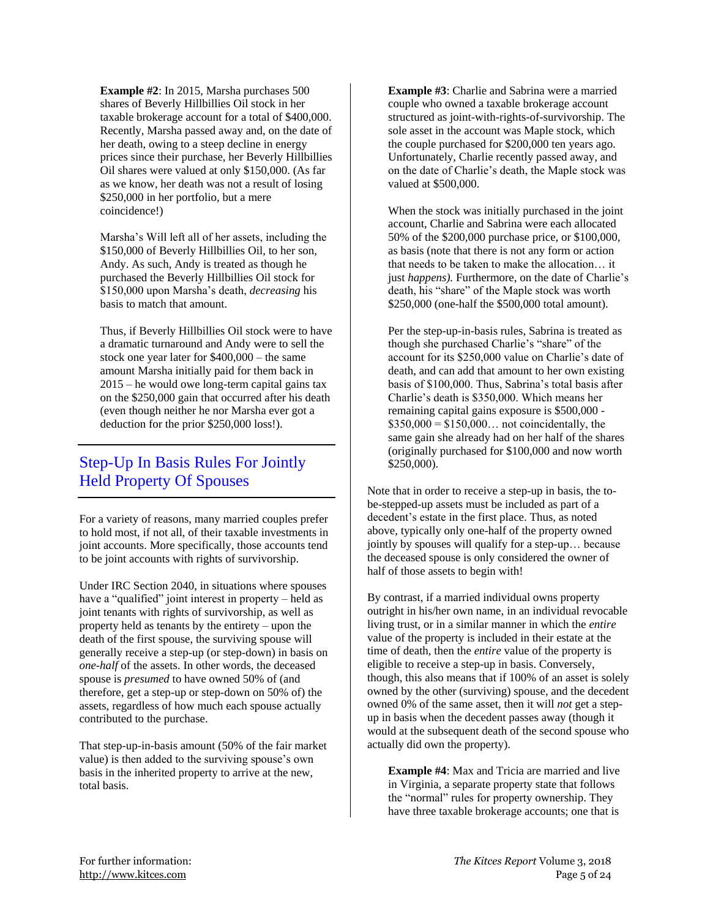**Example #2**: In 2015, Marsha purchases 500 shares of Beverly Hillbillies Oil stock in her taxable brokerage account for a total of $400,000. Recently, Marsha passed away and, on the date of her death, owing to a steep decline in energy prices since their purchase, her Beverly Hillbillies Oil shares were valued at only $150,000. (As far as we know, her death was not a result of losing $250,000 in her portfolio, but a mere coincidence!)

Marsha's Will left all of her assets, including the $150,000 of Beverly Hillbillies Oil, to her son, Andy. As such, Andy is treated as though he purchased the Beverly Hillbillies Oil stock for $150,000 upon Marsha's death, *decreasing* his basis to match that amount.

Thus, if Beverly Hillbillies Oil stock were to have a dramatic turnaround and Andy were to sell the stock one year later for $400,000 – the same amount Marsha initially paid for them back in 2015 – he would owe long-term capital gains tax on the $250,000 gain that occurred after his death (even though neither he nor Marsha ever got a deduction for the prior $250,000 loss!).

## Step-Up In Basis Rules For Jointly Held Property Of Spouses

For a variety of reasons, many married couples prefer to hold most, if not all, of their taxable investments in joint accounts. More specifically, those accounts tend to be joint accounts with rights of survivorship.

Under IRC Section 2040, in situations where spouses have a "qualified" joint interest in property – held as joint tenants with rights of survivorship, as well as property held as tenants by the entirety – upon the death of the first spouse, the surviving spouse will generally receive a step-up (or step-down) in basis on *one-half* of the assets. In other words, the deceased spouse is *presumed* to have owned 50% of (and therefore, get a step-up or step-down on 50% of) the assets, regardless of how much each spouse actually contributed to the purchase.

That step-up-in-basis amount (50% of the fair market value) is then added to the surviving spouse's own basis in the inherited property to arrive at the new, total basis.

**Example #3**: Charlie and Sabrina were a married couple who owned a taxable brokerage account structured as joint-with-rights-of-survivorship. The sole asset in the account was Maple stock, which the couple purchased for $200,000 ten years ago. Unfortunately, Charlie recently passed away, and on the date of Charlie's death, the Maple stock was valued at $500,000.

When the stock was initially purchased in the joint account, Charlie and Sabrina were each allocated 50% of the $200,000 purchase price, or $100,000, as basis (note that there is not any form or action that needs to be taken to make the allocation… it just *happens).* Furthermore, on the date of Charlie's death, his "share" of the Maple stock was worth $250,000 (one-half the $500,000 total amount).

Per the step-up-in-basis rules, Sabrina is treated as though she purchased Charlie's "share" of the account for its $250,000 value on Charlie's date of death, and can add that amount to her own existing basis of $100,000. Thus, Sabrina's total basis after Charlie's death is $350,000. Which means her remaining capital gains exposure is $500,000 - $350,000 = $150,000… not coincidentally, the same gain she already had on her half of the shares (originally purchased for $100,000 and now worth $250,000).

Note that in order to receive a step-up in basis, the to-be-stepped-up assets must be included as part of a decedent's estate in the first place. Thus, as noted above, typically only one-half of the property owned jointly by spouses will qualify for a step-up… because the deceased spouse is only considered the owner of half of those assets to begin with!

By contrast, if a married individual owns property outright in his/her own name, in an individual revocable living trust, or in a similar manner in which the *entire* value of the property is included in their estate at the time of death, then the *entire* value of the property is eligible to receive a step-up in basis. Conversely, though, this also means that if 100% of an asset is solely owned by the other (surviving) spouse, and the decedent owned 0% of the same asset, then it will *not* get a step-up in basis when the decedent passes away (though it would at the subsequent death of the second spouse who actually did own the property).

**Example #4**: Max and Tricia are married and live in Virginia, a separate property state that follows the "normal" rules for property ownership. They have three taxable brokerage accounts; one that is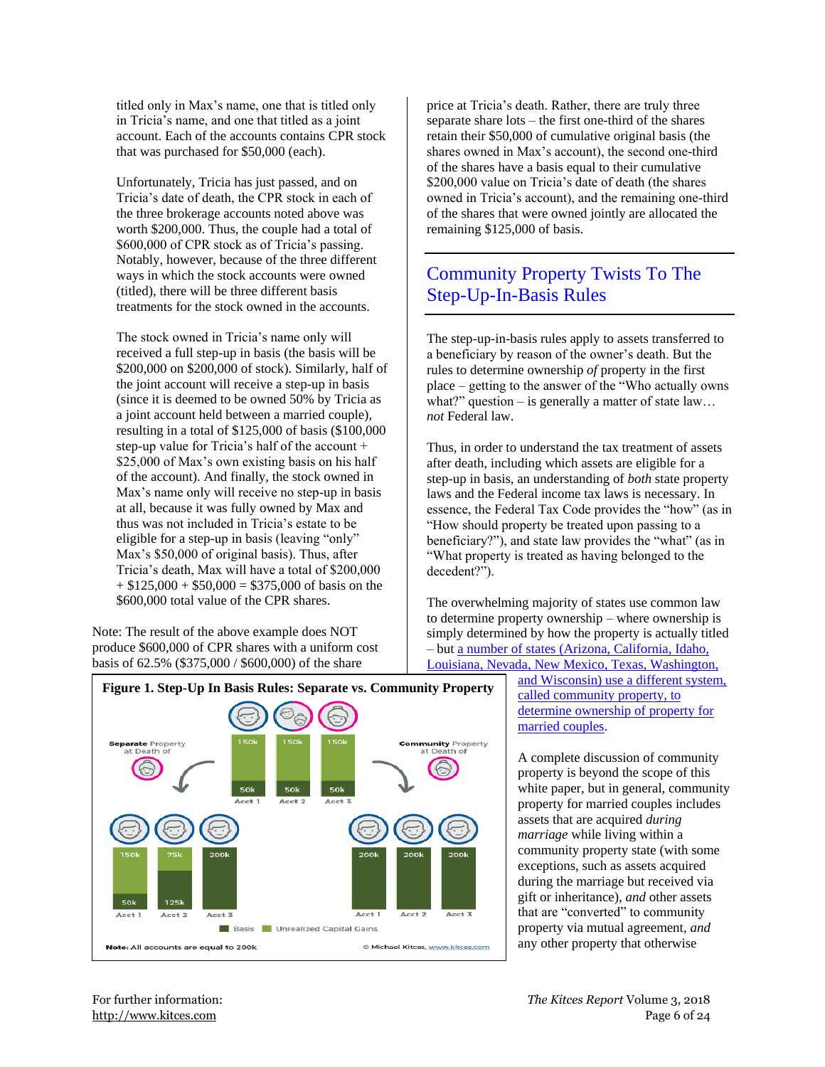titled only in Max's name, one that is titled only in Tricia's name, and one that titled as a joint account. Each of the accounts contains CPR stock that was purchased for $50,000 (each).

Unfortunately, Tricia has just passed, and on Tricia's date of death, the CPR stock in each of the three brokerage accounts noted above was worth $200,000. Thus, the couple had a total of $600,000 of CPR stock as of Tricia's passing. Notably, however, because of the three different ways in which the stock accounts were owned (titled), there will be three different basis treatments for the stock owned in the accounts.

The stock owned in Tricia's name only will received a full step-up in basis (the basis will be $200,000 on $200,000 of stock). Similarly, half of the joint account will receive a step-up in basis (since it is deemed to be owned 50% by Tricia as a joint account held between a married couple), resulting in a total of $125,000 of basis ($100,000 step-up value for Tricia's half of the account + $25,000 of Max's own existing basis on his half of the account). And finally, the stock owned in Max's name only will receive no step-up in basis at all, because it was fully owned by Max and thus was not included in Tricia's estate to be eligible for a step-up in basis (leaving "only" Max's $50,000 of original basis). Thus, after Tricia's death, Max will have a total of $200,000 + $125,000 + $50,000 = $375,000 of basis on the $600,000 total value of the CPR shares.

Note: The result of the above example does NOT produce $600,000 of CPR shares with a uniform cost basis of 62.5% ($375,000 / $600,000) of the share price at Tricia's death. Rather, there are truly three separate share lots – the first one-third of the shares retain their $50,000 of cumulative original basis (the shares owned in Max's account), the second one-third of the shares have a basis equal to their cumulative $200,000 value on Tricia's date of death (the shares owned in Tricia's account), and the remaining one-third of the shares that were owned jointly are allocated the remaining $125,000 of basis.

**Figure 1. Step-Up In Basis Rules: Separate vs. Community Property**

Separate Property at Death of

Community Property at Death of

150k 150k 150k

50k 50k 50k

Acct 1 Acct 2 Acct 3

150k 75k 200k

50k 125k

Acct 1 Acct 2 Acct 3

200k 200k 200k

Acct 1 Acct 2 Acct 3

Basis Unrealized Capital Gains

Note: All accounts are equal to 200k

© Michael Kitces, www.kitces.com

## Community Property Twists To The Step-Up-In-Basis Rules

The step-up-in-basis rules apply to assets transferred to a beneficiary by reason of the owner's death. But the rules to determine ownership *of* property in the first place – getting to the answer of the "Who actually owns what?" question – is generally a matter of state law… *not* Federal law.

Thus, in order to understand the tax treatment of assets after death, including which assets are eligible for a step-up in basis, an understanding of *both* state property laws and the Federal income tax laws is necessary. In essence, the Federal Tax Code provides the "how" (as in "How should property be treated upon passing to a beneficiary?"), and state law provides the "what" (as in "What property is treated as having belonged to the decedent?").

The overwhelming majority of states use common law to determine property ownership – where ownership is simply determined by how the property is actually titled – but a number of states (Arizona, California, Idaho, Louisiana, Nevada, New Mexico, Texas, Washington, and Wisconsin) use a different system, called community property, to determine ownership of property for married couples.

A complete discussion of community property is beyond the scope of this white paper, but in general, community property for married couples includes assets that are acquired *during marriage* while living within a community property state (with some exceptions, such as assets acquired during the marriage but received via gift or inheritance), *and* other assets that are "converted" to community property via mutual agreement, *and* any other property that otherwise

For further information:
http://www.kitces.com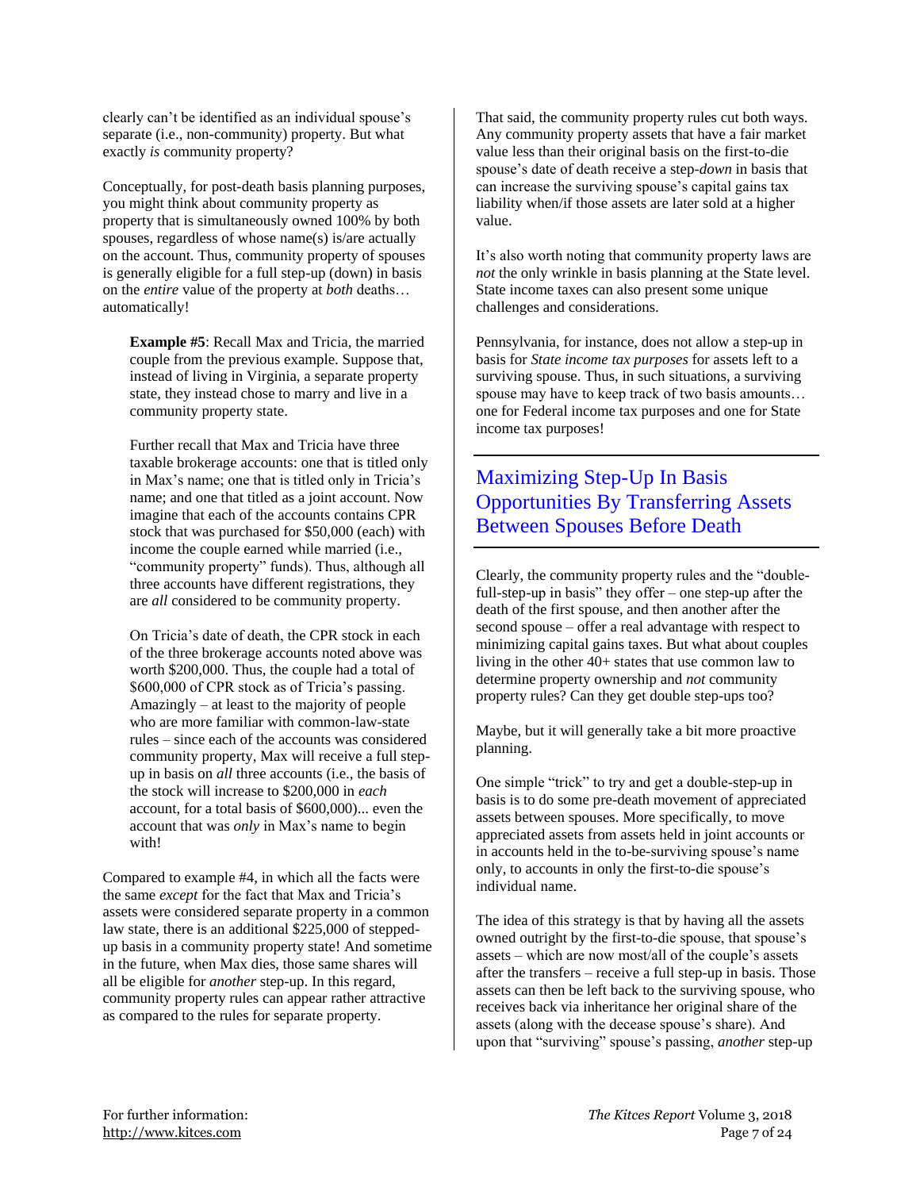clearly can't be identified as an individual spouse's separate (i.e., non-community) property. But what exactly *is* community property?

Conceptually, for post-death basis planning purposes, you might think about community property as property that is simultaneously owned 100% by both spouses, regardless of whose name(s) is/are actually on the account. Thus, community property of spouses is generally eligible for a full step-up (down) in basis on the *entire* value of the property at *both* deaths… automatically!

> **Example #5**: Recall Max and Tricia, the married couple from the previous example. Suppose that, instead of living in Virginia, a separate property state, they instead chose to marry and live in a community property state.
>
> Further recall that Max and Tricia have three taxable brokerage accounts: one that is titled only in Max's name; one that is titled only in Tricia's name; and one that titled as a joint account. Now imagine that each of the accounts contains CPR stock that was purchased for $50,000 (each) with income the couple earned while married (i.e., "community property" funds). Thus, although all three accounts have different registrations, they are *all* considered to be community property.
>
> On Tricia's date of death, the CPR stock in each of the three brokerage accounts noted above was worth $200,000. Thus, the couple had a total of $600,000 of CPR stock as of Tricia's passing. Amazingly – at least to the majority of people who are more familiar with common-law-state rules – since each of the accounts was considered community property, Max will receive a full step-up in basis on *all* three accounts (i.e., the basis of the stock will increase to $200,000 in *each* account, for a total basis of $600,000)... even the account that was *only* in Max's name to begin with!

Compared to example #4, in which all the facts were the same *except* for the fact that Max and Tricia's assets were considered separate property in a common law state, there is an additional $225,000 of stepped-up basis in a community property state! And sometime in the future, when Max dies, those same shares will all be eligible for *another* step-up. In this regard, community property rules can appear rather attractive as compared to the rules for separate property.

That said, the community property rules cut both ways. Any community property assets that have a fair market value less than their original basis on the first-to-die spouse's date of death receive a step-*down* in basis that can increase the surviving spouse's capital gains tax liability when/if those assets are later sold at a higher value.

It's also worth noting that community property laws are *not* the only wrinkle in basis planning at the State level. State income taxes can also present some unique challenges and considerations.

Pennsylvania, for instance, does not allow a step-up in basis for *State income tax purposes* for assets left to a surviving spouse. Thus, in such situations, a surviving spouse may have to keep track of two basis amounts… one for Federal income tax purposes and one for State income tax purposes!

## Maximizing Step-Up In Basis Opportunities By Transferring Assets Between Spouses Before Death

Clearly, the community property rules and the "double-full-step-up in basis" they offer – one step-up after the death of the first spouse, and then another after the second spouse – offer a real advantage with respect to minimizing capital gains taxes. But what about couples living in the other 40+ states that use common law to determine property ownership and *not* community property rules? Can they get double step-ups too?

Maybe, but it will generally take a bit more proactive planning.

One simple "trick" to try and get a double-step-up in basis is to do some pre-death movement of appreciated assets between spouses. More specifically, to move appreciated assets from assets held in joint accounts or in accounts held in the to-be-surviving spouse's name only, to accounts in only the first-to-die spouse's individual name.

The idea of this strategy is that by having all the assets owned outright by the first-to-die spouse, that spouse's assets – which are now most/all of the couple's assets after the transfers – receive a full step-up in basis. Those assets can then be left back to the surviving spouse, who receives back via inheritance her original share of the assets (along with the decease spouse's share). And upon that "surviving" spouse's passing, *another* step-up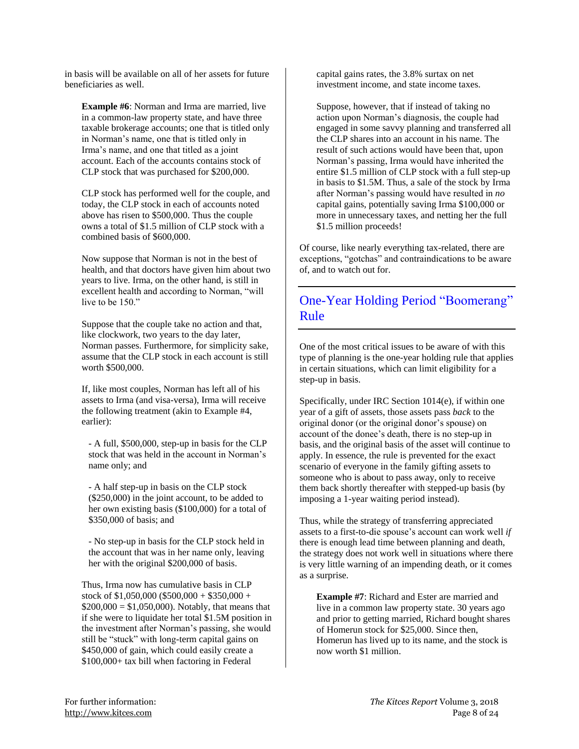in basis will be available on all of her assets for future beneficiaries as well.

> **Example #6**: Norman and Irma are married, live in a common-law property state, and have three taxable brokerage accounts; one that is titled only in Norman's name, one that is titled only in Irma's name, and one that titled as a joint account. Each of the accounts contains stock of CLP stock that was purchased for $200,000.
>
> CLP stock has performed well for the couple, and today, the CLP stock in each of accounts noted above has risen to $500,000. Thus the couple owns a total of $1.5 million of CLP stock with a combined basis of $600,000.
>
> Now suppose that Norman is not in the best of health, and that doctors have given him about two years to live. Irma, on the other hand, is still in excellent health and according to Norman, "will live to be 150."
>
> Suppose that the couple take no action and that, like clockwork, two years to the day later, Norman passes. Furthermore, for simplicity sake, assume that the CLP stock in each account is still worth $500,000.
>
> If, like most couples, Norman has left all of his assets to Irma (and visa-versa), Irma will receive the following treatment (akin to Example #4, earlier):
>
> - A full, $500,000, step-up in basis for the CLP stock that was held in the account in Norman's name only; and
>
> - A half step-up in basis on the CLP stock ($250,000) in the joint account, to be added to her own existing basis ($100,000) for a total of $350,000 of basis; and
>
> - No step-up in basis for the CLP stock held in the account that was in her name only, leaving her with the original $200,000 of basis.
>
> Thus, Irma now has cumulative basis in CLP stock of $1,050,000 ($500,000 + $350,000 + $200,000 = $1,050,000). Notably, that means that if she were to liquidate her total $1.5M position in the investment after Norman's passing, she would still be "stuck" with long-term capital gains on $450,000 of gain, which could easily create a $100,000+ tax bill when factoring in Federal capital gains rates, the 3.8% surtax on net investment income, and state income taxes.
>
> Suppose, however, that if instead of taking no action upon Norman's diagnosis, the couple had engaged in some savvy planning and transferred all the CLP shares into an account in his name. The result of such actions would have been that, upon Norman's passing, Irma would have inherited the entire $1.5 million of CLP stock with a full step-up in basis to $1.5M. Thus, a sale of the stock by Irma after Norman's passing would have resulted in *no* capital gains, potentially saving Irma $100,000 or more in unnecessary taxes, and netting her the full $1.5 million proceeds!

Of course, like nearly everything tax-related, there are exceptions, "gotchas" and contraindications to be aware of, and to watch out for.

## One-Year Holding Period "Boomerang" Rule

One of the most critical issues to be aware of with this type of planning is the one-year holding rule that applies in certain situations, which can limit eligibility for a step-up in basis.

Specifically, under IRC Section 1014(e), if within one year of a gift of assets, those assets pass *back* to the original donor (or the original donor's spouse) on account of the donee's death, there is no step-up in basis, and the original basis of the asset will continue to apply. In essence, the rule is prevented for the exact scenario of everyone in the family gifting assets to someone who is about to pass away, only to receive them back shortly thereafter with stepped-up basis (by imposing a 1-year waiting period instead).

Thus, while the strategy of transferring appreciated assets to a first-to-die spouse's account can work well *if* there is enough lead time between planning and death, the strategy does not work well in situations where there is very little warning of an impending death, or it comes as a surprise.

> **Example #7**: Richard and Ester are married and live in a common law property state. 30 years ago and prior to getting married, Richard bought shares of Homerun stock for $25,000. Since then, Homerun has lived up to its name, and the stock is now worth $1 million.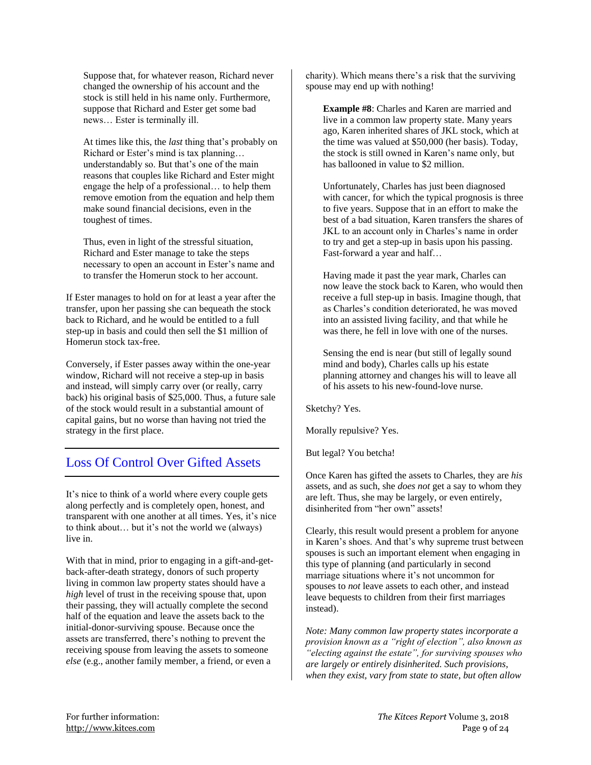Suppose that, for whatever reason, Richard never changed the ownership of his account and the stock is still held in his name only. Furthermore, suppose that Richard and Ester get some bad news… Ester is terminally ill.

At times like this, the *last* thing that's probably on Richard or Ester's mind is tax planning… understandably so. But that's one of the main reasons that couples like Richard and Ester might engage the help of a professional… to help them remove emotion from the equation and help them make sound financial decisions, even in the toughest of times.

Thus, even in light of the stressful situation, Richard and Ester manage to take the steps necessary to open an account in Ester's name and to transfer the Homerun stock to her account.

If Ester manages to hold on for at least a year after the transfer, upon her passing she can bequeath the stock back to Richard, and he would be entitled to a full step-up in basis and could then sell the $1 million of Homerun stock tax-free.

Conversely, if Ester passes away within the one-year window, Richard will not receive a step-up in basis and instead, will simply carry over (or really, carry back) his original basis of $25,000. Thus, a future sale of the stock would result in a substantial amount of capital gains, but no worse than having not tried the strategy in the first place.

## Loss Of Control Over Gifted Assets

It's nice to think of a world where every couple gets along perfectly and is completely open, honest, and transparent with one another at all times. Yes, it's nice to think about… but it's not the world we (always) live in.

With that in mind, prior to engaging in a gift-and-get-back-after-death strategy, donors of such property living in common law property states should have a *high* level of trust in the receiving spouse that, upon their passing, they will actually complete the second half of the equation and leave the assets back to the initial-donor-surviving spouse. Because once the assets are transferred, there's nothing to prevent the receiving spouse from leaving the assets to someone *else* (e.g., another family member, a friend, or even a charity). Which means there's a risk that the surviving spouse may end up with nothing!

**Example #8**: Charles and Karen are married and live in a common law property state. Many years ago, Karen inherited shares of JKL stock, which at the time was valued at $50,000 (her basis). Today, the stock is still owned in Karen's name only, but has ballooned in value to $2 million.

Unfortunately, Charles has just been diagnosed with cancer, for which the typical prognosis is three to five years. Suppose that in an effort to make the best of a bad situation, Karen transfers the shares of JKL to an account only in Charles's name in order to try and get a step-up in basis upon his passing. Fast-forward a year and half…

Having made it past the year mark, Charles can now leave the stock back to Karen, who would then receive a full step-up in basis. Imagine though, that as Charles's condition deteriorated, he was moved into an assisted living facility, and that while he was there, he fell in love with one of the nurses.

Sensing the end is near (but still of legally sound mind and body), Charles calls up his estate planning attorney and changes his will to leave all of his assets to his new-found-love nurse.

Sketchy? Yes.

Morally repulsive? Yes.

But legal? You betcha!

Once Karen has gifted the assets to Charles, they are *his* assets, and as such, she *does not* get a say to whom they are left. Thus, she may be largely, or even entirely, disinherited from "her own" assets!

Clearly, this result would present a problem for anyone in Karen's shoes. And that's why supreme trust between spouses is such an important element when engaging in this type of planning (and particularly in second marriage situations where it's not uncommon for spouses to *not* leave assets to each other, and instead leave bequests to children from their first marriages instead).

*Note: Many common law property states incorporate a provision known as a "right of election", also known as "electing against the estate", for surviving spouses who are largely or entirely disinherited. Such provisions, when they exist, vary from state to state, but often allow*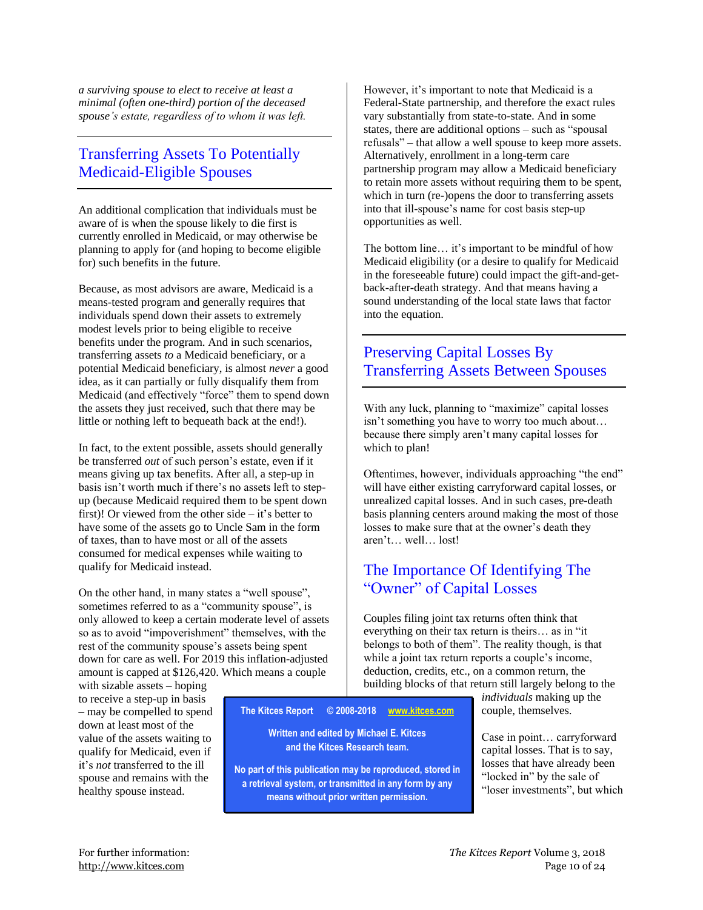*a surviving spouse to elect to receive at least a minimal (often one-third) portion of the deceased spouse's estate, regardless of to whom it was left.*

## Transferring Assets To Potentially Medicaid-Eligible Spouses

An additional complication that individuals must be aware of is when the spouse likely to die first is currently enrolled in Medicaid, or may otherwise be planning to apply for (and hoping to become eligible for) such benefits in the future.

Because, as most advisors are aware, Medicaid is a means-tested program and generally requires that individuals spend down their assets to extremely modest levels prior to being eligible to receive benefits under the program. And in such scenarios, transferring assets *to* a Medicaid beneficiary, or a potential Medicaid beneficiary, is almost *never* a good idea, as it can partially or fully disqualify them from Medicaid (and effectively "force" them to spend down the assets they just received, such that there may be little or nothing left to bequeath back at the end!).

In fact, to the extent possible, assets should generally be transferred *out* of such person's estate, even if it means giving up tax benefits. After all, a step-up in basis isn't worth much if there's no assets left to step-up (because Medicaid required them to be spent down first)! Or viewed from the other side – it's better to have some of the assets go to Uncle Sam in the form of taxes, than to have most or all of the assets consumed for medical expenses while waiting to qualify for Medicaid instead.

On the other hand, in many states a "well spouse", sometimes referred to as a "community spouse", is only allowed to keep a certain moderate level of assets so as to avoid "impoverishment" themselves, with the rest of the community spouse's assets being spent down for care as well. For 2019 this inflation-adjusted amount is capped at $126,420. Which means a couple with sizable assets – hoping to receive a step-up in basis – may be compelled to spend down at least most of the value of the assets waiting to qualify for Medicaid, even if it's *not* transferred to the ill spouse and remains with the healthy spouse instead.

However, it's important to note that Medicaid is a Federal-State partnership, and therefore the exact rules vary substantially from state-to-state. And in some states, there are additional options – such as "spousal refusals" – that allow a well spouse to keep more assets. Alternatively, enrollment in a long-term care partnership program may allow a Medicaid beneficiary to retain more assets without requiring them to be spent, which in turn (re-)opens the door to transferring assets into that ill-spouse's name for cost basis step-up opportunities as well.

The bottom line… it's important to be mindful of how Medicaid eligibility (or a desire to qualify for Medicaid in the foreseeable future) could impact the gift-and-get-back-after-death strategy. And that means having a sound understanding of the local state laws that factor into the equation.

## Preserving Capital Losses By Transferring Assets Between Spouses

With any luck, planning to "maximize" capital losses isn't something you have to worry too much about… because there simply aren't many capital losses for which to plan!

Oftentimes, however, individuals approaching "the end" will have either existing carryforward capital losses, or unrealized capital losses. And in such cases, pre-death basis planning centers around making the most of those losses to make sure that at the owner's death they aren't… well… lost!

### The Importance Of Identifying The "Owner" of Capital Losses

Couples filing joint tax returns often think that everything on their tax return is theirs… as in "it belongs to both of them". The reality though, is that while a joint tax return reports a couple's income, deduction, credits, etc., on a common return, the building blocks of that return still largely belong to the *individuals* making up the couple, themselves.

Case in point… carryforward capital losses. That is to say, losses that have already been "locked in" by the sale of "loser investments", but which

**The Kitces Report © 2008-2018 www.kitces.com**

**Written and edited by Michael E. Kitces and the Kitces Research team.**

**No part of this publication may be reproduced, stored in a retrieval system, or transmitted in any form by any means without prior written permission.**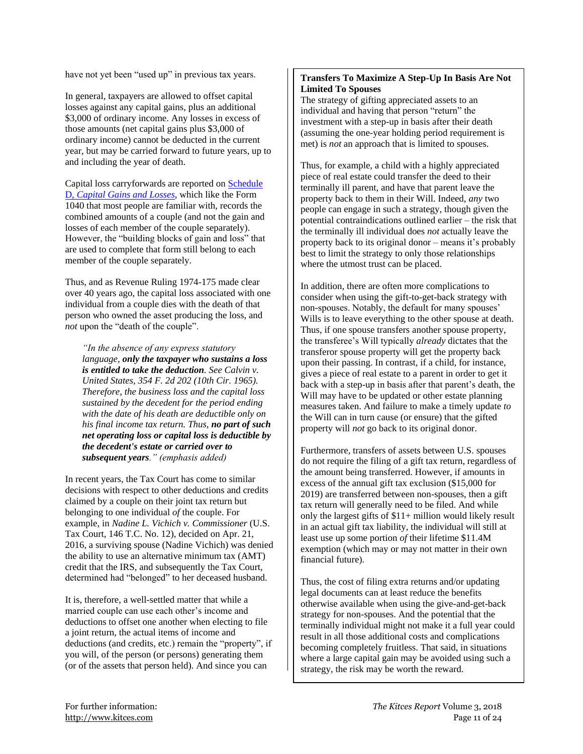have not yet been "used up" in previous tax years.

In general, taxpayers are allowed to offset capital losses against any capital gains, plus an additional $3,000 of ordinary income. Any losses in excess of those amounts (net capital gains plus $3,000 of ordinary income) cannot be deducted in the current year, but may be carried forward to future years, up to and including the year of death.

Capital loss carryforwards are reported on [Schedule D, *Capital Gains and Losses*](), which like the Form 1040 that most people are familiar with, records the combined amounts of a couple (and not the gain and losses of each member of the couple separately). However, the "building blocks of gain and loss" that are used to complete that form still belong to each member of the couple separately.

Thus, and as Revenue Ruling 1974-175 made clear over 40 years ago, the capital loss associated with one individual from a couple dies with the death of that person who owned the asset producing the loss, and *not* upon the "death of the couple".

> *"In the absence of any express statutory language, **only the taxpayer who sustains a loss is entitled to take the deduction**. See Calvin v. United States, 354 F. 2d 202 (10th Cir. 1965). Therefore, the business loss and the capital loss sustained by the decedent for the period ending with the date of his death are deductible only on his final income tax return. Thus, **no part of such net operating loss or capital loss is deductible by the decedent's estate or carried over to subsequent years**." (emphasis added)*

In recent years, the Tax Court has come to similar decisions with respect to other deductions and credits claimed by a couple on their joint tax return but belonging to one individual *of* the couple. For example, in *Nadine L. Vichich v. Commissioner* (U.S. Tax Court, 146 T.C. No. 12), decided on Apr. 21, 2016, a surviving spouse (Nadine Vichich) was denied the ability to use an alternative minimum tax (AMT) credit that the IRS, and subsequently the Tax Court, determined had "belonged" to her deceased husband.

It is, therefore, a well-settled matter that while a married couple can use each other's income and deductions to offset one another when electing to file a joint return, the actual items of income and deductions (and credits, etc.) remain the "property", if you will, of the person (or persons) generating them (or of the assets that person held). And since you can

**Transfers To Maximize A Step-Up In Basis Are Not Limited To Spouses**

The strategy of gifting appreciated assets to an individual and having that person "return" the investment with a step-up in basis after their death (assuming the one-year holding period requirement is met) is *not* an approach that is limited to spouses.

Thus, for example, a child with a highly appreciated piece of real estate could transfer the deed to their terminally ill parent, and have that parent leave the property back to them in their Will. Indeed, *any* two people can engage in such a strategy, though given the potential contraindications outlined earlier – the risk that the terminally ill individual does *not* actually leave the property back to its original donor – means it's probably best to limit the strategy to only those relationships where the utmost trust can be placed.

In addition, there are often more complications to consider when using the gift-to-get-back strategy with non-spouses. Notably, the default for many spouses' Wills is to leave everything to the other spouse at death. Thus, if one spouse transfers another spouse property, the transferee's Will typically *already* dictates that the transferor spouse property will get the property back upon their passing. In contrast, if a child, for instance, gives a piece of real estate to a parent in order to get it back with a step-up in basis after that parent's death, the Will may have to be updated or other estate planning measures taken. And failure to make a timely update *to* the Will can in turn cause (or ensure) that the gifted property will *not* go back to its original donor.

Furthermore, transfers of assets between U.S. spouses do not require the filing of a gift tax return, regardless of the amount being transferred. However, if amounts in excess of the annual gift tax exclusion ($15,000 for 2019) are transferred between non-spouses, then a gift tax return will generally need to be filed. And while only the largest gifts of $11+ million would likely result in an actual gift tax liability, the individual will still at least use up some portion *of* their lifetime $11.4M exemption (which may or may not matter in their own financial future).

Thus, the cost of filing extra returns and/or updating legal documents can at least reduce the benefits otherwise available when using the give-and-get-back strategy for non-spouses. And the potential that the terminally individual might not make it a full year could result in all those additional costs and complications becoming completely fruitless. That said, in situations where a large capital gain may be avoided using such a strategy, the risk may be worth the reward.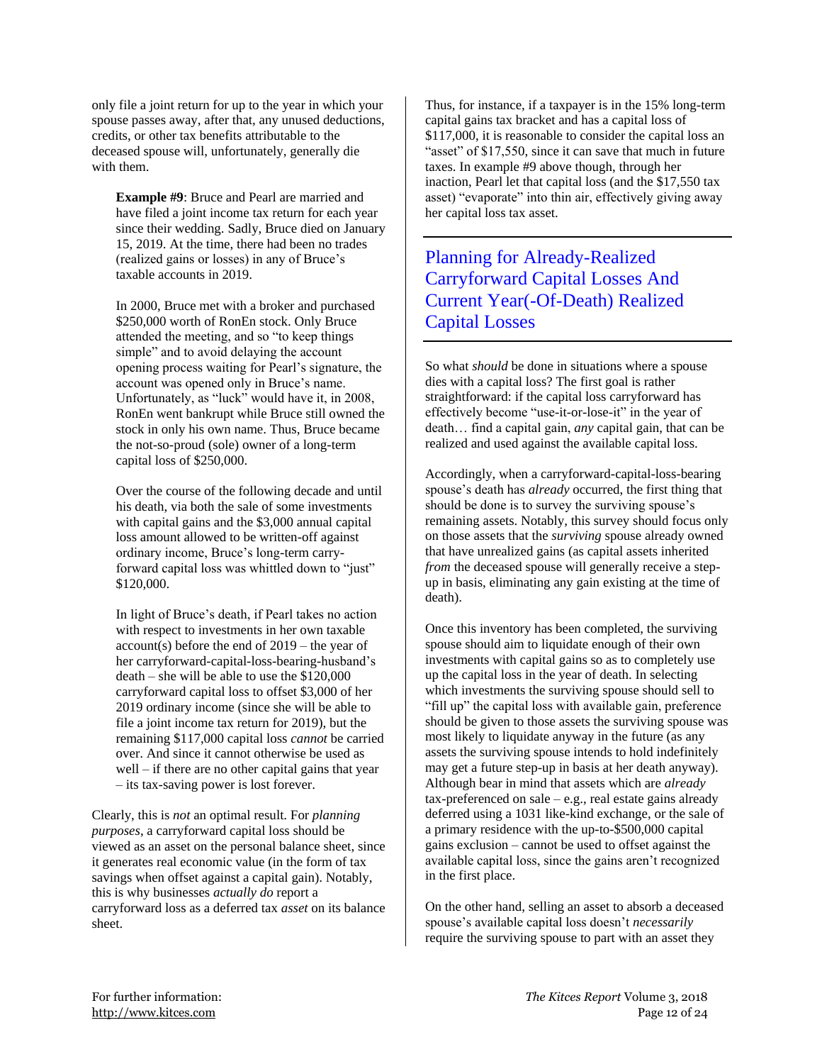only file a joint return for up to the year in which your spouse passes away, after that, any unused deductions, credits, or other tax benefits attributable to the deceased spouse will, unfortunately, generally die with them.

> **Example #9**: Bruce and Pearl are married and have filed a joint income tax return for each year since their wedding. Sadly, Bruce died on January 15, 2019. At the time, there had been no trades (realized gains or losses) in any of Bruce's taxable accounts in 2019.
>
> In 2000, Bruce met with a broker and purchased $250,000 worth of RonEn stock. Only Bruce attended the meeting, and so "to keep things simple" and to avoid delaying the account opening process waiting for Pearl's signature, the account was opened only in Bruce's name. Unfortunately, as "luck" would have it, in 2008, RonEn went bankrupt while Bruce still owned the stock in only his own name. Thus, Bruce became the not-so-proud (sole) owner of a long-term capital loss of $250,000.
>
> Over the course of the following decade and until his death, via both the sale of some investments with capital gains and the $3,000 annual capital loss amount allowed to be written-off against ordinary income, Bruce's long-term carry-forward capital loss was whittled down to "just" $120,000.
>
> In light of Bruce's death, if Pearl takes no action with respect to investments in her own taxable account(s) before the end of 2019 – the year of her carryforward-capital-loss-bearing-husband's death – she will be able to use the $120,000 carryforward capital loss to offset $3,000 of her 2019 ordinary income (since she will be able to file a joint income tax return for 2019), but the remaining $117,000 capital loss *cannot* be carried over. And since it cannot otherwise be used as well – if there are no other capital gains that year – its tax-saving power is lost forever.

Clearly, this is *not* an optimal result. For *planning purposes*, a carryforward capital loss should be viewed as an asset on the personal balance sheet, since it generates real economic value (in the form of tax savings when offset against a capital gain). Notably, this is why businesses *actually do* report a carryforward loss as a deferred tax *asset* on its balance sheet.

Thus, for instance, if a taxpayer is in the 15% long-term capital gains tax bracket and has a capital loss of $117,000, it is reasonable to consider the capital loss an "asset" of $17,550, since it can save that much in future taxes. In example #9 above though, through her inaction, Pearl let that capital loss (and the $17,550 tax asset) "evaporate" into thin air, effectively giving away her capital loss tax asset.

## Planning for Already-Realized Carryforward Capital Losses And Current Year(-Of-Death) Realized Capital Losses

So what *should* be done in situations where a spouse dies with a capital loss? The first goal is rather straightforward: if the capital loss carryforward has effectively become "use-it-or-lose-it" in the year of death… find a capital gain, *any* capital gain, that can be realized and used against the available capital loss.

Accordingly, when a carryforward-capital-loss-bearing spouse's death has *already* occurred, the first thing that should be done is to survey the surviving spouse's remaining assets. Notably, this survey should focus only on those assets that the *surviving* spouse already owned that have unrealized gains (as capital assets inherited *from* the deceased spouse will generally receive a step-up in basis, eliminating any gain existing at the time of death).

Once this inventory has been completed, the surviving spouse should aim to liquidate enough of their own investments with capital gains so as to completely use up the capital loss in the year of death. In selecting which investments the surviving spouse should sell to "fill up" the capital loss with available gain, preference should be given to those assets the surviving spouse was most likely to liquidate anyway in the future (as any assets the surviving spouse intends to hold indefinitely may get a future step-up in basis at her death anyway). Although bear in mind that assets which are *already* tax-preferenced on sale – e.g., real estate gains already deferred using a 1031 like-kind exchange, or the sale of a primary residence with the up-to-$500,000 capital gains exclusion – cannot be used to offset against the available capital loss, since the gains aren't recognized in the first place.

On the other hand, selling an asset to absorb a deceased spouse's available capital loss doesn't *necessarily* require the surviving spouse to part with an asset they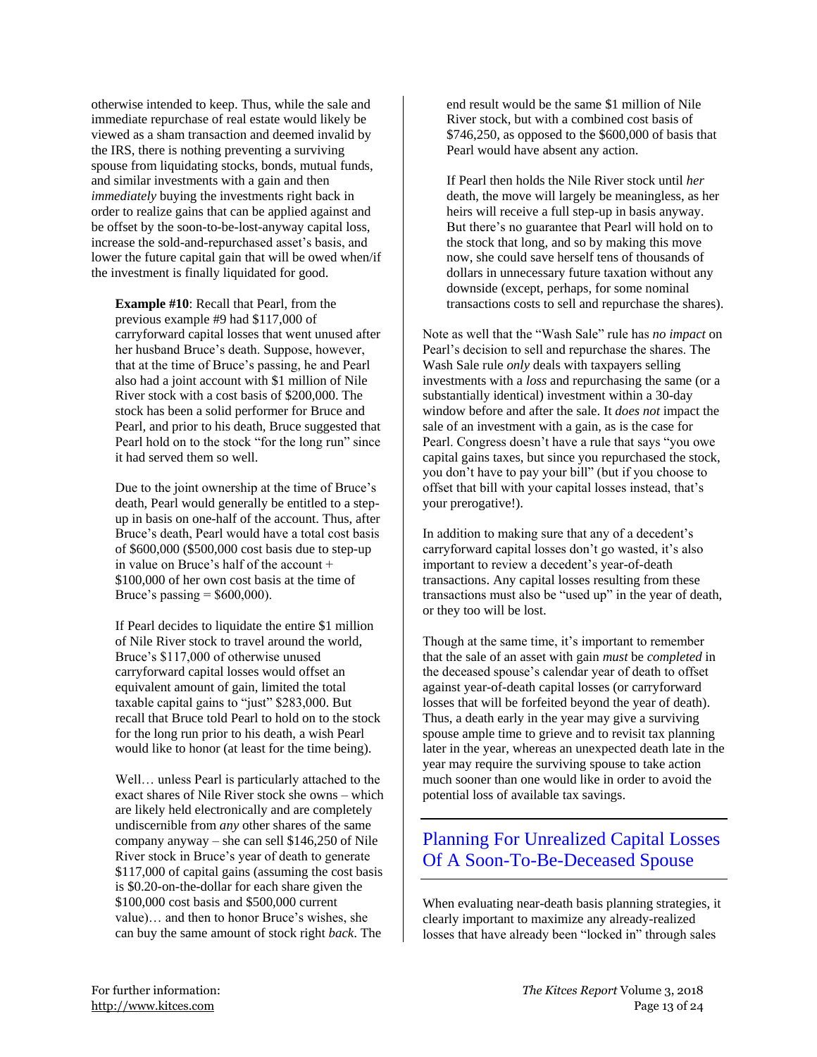otherwise intended to keep. Thus, while the sale and immediate repurchase of real estate would likely be viewed as a sham transaction and deemed invalid by the IRS, there is nothing preventing a surviving spouse from liquidating stocks, bonds, mutual funds, and similar investments with a gain and then *immediately* buying the investments right back in order to realize gains that can be applied against and be offset by the soon-to-be-lost-anyway capital loss, increase the sold-and-repurchased asset's basis, and lower the future capital gain that will be owed when/if the investment is finally liquidated for good.

> **Example #10**: Recall that Pearl, from the previous example #9 had $117,000 of carryforward capital losses that went unused after her husband Bruce's death. Suppose, however, that at the time of Bruce's passing, he and Pearl also had a joint account with $1 million of Nile River stock with a cost basis of $200,000. The stock has been a solid performer for Bruce and Pearl, and prior to his death, Bruce suggested that Pearl hold on to the stock "for the long run" since it had served them so well.
>
> Due to the joint ownership at the time of Bruce's death, Pearl would generally be entitled to a step-up in basis on one-half of the account. Thus, after Bruce's death, Pearl would have a total cost basis of $600,000 ($500,000 cost basis due to step-up in value on Bruce's half of the account + $100,000 of her own cost basis at the time of Bruce's passing = $600,000).
>
> If Pearl decides to liquidate the entire $1 million of Nile River stock to travel around the world, Bruce's $117,000 of otherwise unused carryforward capital losses would offset an equivalent amount of gain, limited the total taxable capital gains to "just" $283,000. But recall that Bruce told Pearl to hold on to the stock for the long run prior to his death, a wish Pearl would like to honor (at least for the time being).
>
> Well… unless Pearl is particularly attached to the exact shares of Nile River stock she owns – which are likely held electronically and are completely undiscernible from *any* other shares of the same company anyway – she can sell $146,250 of Nile River stock in Bruce's year of death to generate $117,000 of capital gains (assuming the cost basis is $0.20-on-the-dollar for each share given the $100,000 cost basis and $500,000 current value)… and then to honor Bruce's wishes, she can buy the same amount of stock right *back*. The end result would be the same $1 million of Nile River stock, but with a combined cost basis of $746,250, as opposed to the $600,000 of basis that Pearl would have absent any action.
>
> If Pearl then holds the Nile River stock until *her* death, the move will largely be meaningless, as her heirs will receive a full step-up in basis anyway. But there's no guarantee that Pearl will hold on to the stock that long, and so by making this move now, she could save herself tens of thousands of dollars in unnecessary future taxation without any downside (except, perhaps, for some nominal transactions costs to sell and repurchase the shares).

Note as well that the "Wash Sale" rule has *no impact* on Pearl's decision to sell and repurchase the shares. The Wash Sale rule *only* deals with taxpayers selling investments with a *loss* and repurchasing the same (or a substantially identical) investment within a 30-day window before and after the sale. It *does not* impact the sale of an investment with a gain, as is the case for Pearl. Congress doesn't have a rule that says "you owe capital gains taxes, but since you repurchased the stock, you don't have to pay your bill" (but if you choose to offset that bill with your capital losses instead, that's your prerogative!).

In addition to making sure that any of a decedent's carryforward capital losses don't go wasted, it's also important to review a decedent's year-of-death transactions. Any capital losses resulting from these transactions must also be "used up" in the year of death, or they too will be lost.

Though at the same time, it's important to remember that the sale of an asset with gain *must* be *completed* in the deceased spouse's calendar year of death to offset against year-of-death capital losses (or carryforward losses that will be forfeited beyond the year of death). Thus, a death early in the year may give a surviving spouse ample time to grieve and to revisit tax planning later in the year, whereas an unexpected death late in the year may require the surviving spouse to take action much sooner than one would like in order to avoid the potential loss of available tax savings.

## Planning For Unrealized Capital Losses Of A Soon-To-Be-Deceased Spouse

When evaluating near-death basis planning strategies, it clearly important to maximize any already-realized losses that have already been "locked in" through sales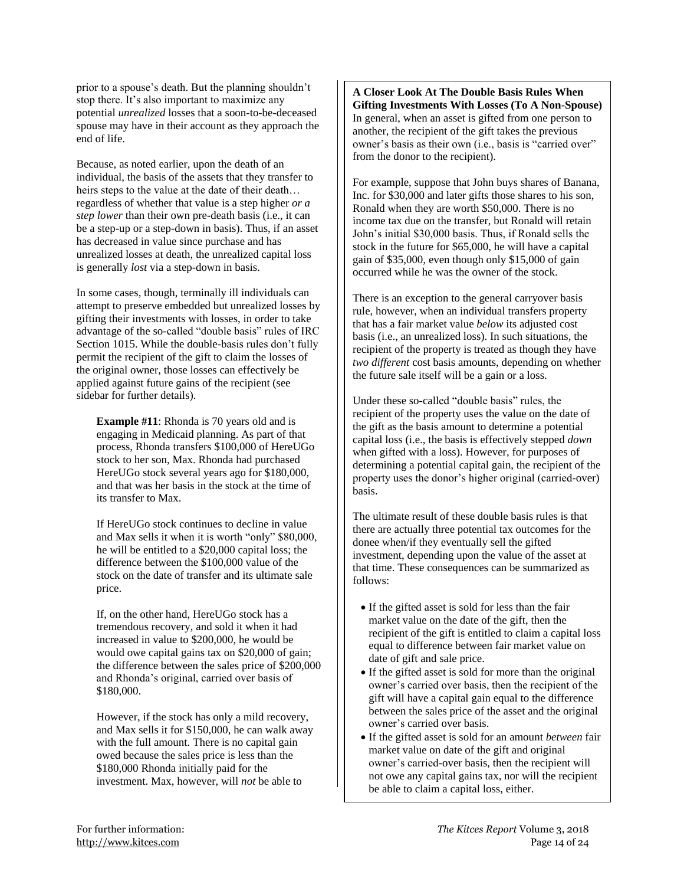prior to a spouse's death. But the planning shouldn't stop there. It's also important to maximize any potential *unrealized* losses that a soon-to-be-deceased spouse may have in their account as they approach the end of life.

Because, as noted earlier, upon the death of an individual, the basis of the assets that they transfer to heirs steps to the value at the date of their death… regardless of whether that value is a step higher *or a step lower* than their own pre-death basis (i.e., it can be a step-up or a step-down in basis). Thus, if an asset has decreased in value since purchase and has unrealized losses at death, the unrealized capital loss is generally *lost* via a step-down in basis.

In some cases, though, terminally ill individuals can attempt to preserve embedded but unrealized losses by gifting their investments with losses, in order to take advantage of the so-called "double basis" rules of IRC Section 1015. While the double-basis rules don't fully permit the recipient of the gift to claim the losses of the original owner, those losses can effectively be applied against future gains of the recipient (see sidebar for further details).

> **Example #11**: Rhonda is 70 years old and is engaging in Medicaid planning. As part of that process, Rhonda transfers $100,000 of HereUGo stock to her son, Max. Rhonda had purchased HereUGo stock several years ago for $180,000, and that was her basis in the stock at the time of its transfer to Max.
>
> If HereUGo stock continues to decline in value and Max sells it when it is worth "only" $80,000, he will be entitled to a $20,000 capital loss; the difference between the $100,000 value of the stock on the date of transfer and its ultimate sale price.
>
> If, on the other hand, HereUGo stock has a tremendous recovery, and sold it when it had increased in value to $200,000, he would be would owe capital gains tax on $20,000 of gain; the difference between the sales price of $200,000 and Rhonda's original, carried over basis of $180,000.
>
> However, if the stock has only a mild recovery, and Max sells it for $150,000, he can walk away with the full amount. There is no capital gain owed because the sales price is less than the $180,000 Rhonda initially paid for the investment. Max, however, will *not* be able to

**A Closer Look At The Double Basis Rules When Gifting Investments With Losses (To A Non-Spouse)**
In general, when an asset is gifted from one person to another, the recipient of the gift takes the previous owner's basis as their own (i.e., basis is "carried over" from the donor to the recipient).

For example, suppose that John buys shares of Banana, Inc. for $30,000 and later gifts those shares to his son, Ronald when they are worth $50,000. There is no income tax due on the transfer, but Ronald will retain John's initial $30,000 basis. Thus, if Ronald sells the stock in the future for $65,000, he will have a capital gain of $35,000, even though only $15,000 of gain occurred while he was the owner of the stock.

There is an exception to the general carryover basis rule, however, when an individual transfers property that has a fair market value *below* its adjusted cost basis (i.e., an unrealized loss). In such situations, the recipient of the property is treated as though they have *two different* cost basis amounts, depending on whether the future sale itself will be a gain or a loss.

Under these so-called "double basis" rules, the recipient of the property uses the value on the date of the gift as the basis amount to determine a potential capital loss (i.e., the basis is effectively stepped *down* when gifted with a loss). However, for purposes of determining a potential capital gain, the recipient of the property uses the donor's higher original (carried-over) basis.

The ultimate result of these double basis rules is that there are actually three potential tax outcomes for the donee when/if they eventually sell the gifted investment, depending upon the value of the asset at that time. These consequences can be summarized as follows:

- If the gifted asset is sold for less than the fair market value on the date of the gift, then the recipient of the gift is entitled to claim a capital loss equal to difference between fair market value on date of gift and sale price.
- If the gifted asset is sold for more than the original owner's carried over basis, then the recipient of the gift will have a capital gain equal to the difference between the sales price of the asset and the original owner's carried over basis.
- If the gifted asset is sold for an amount *between* fair market value on date of the gift and original owner's carried-over basis, then the recipient will not owe any capital gains tax, nor will the recipient be able to claim a capital loss, either.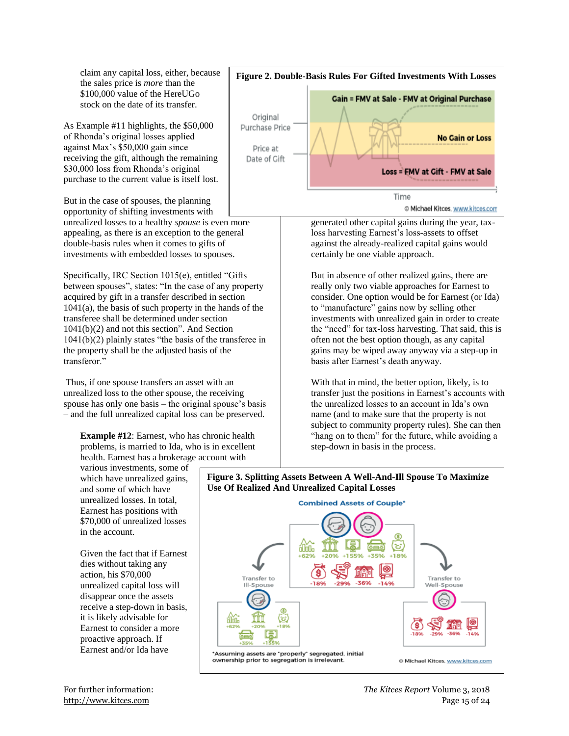claim any capital loss, either, because the sales price is *more* than the $100,000 value of the HereUGo stock on the date of its transfer.

As Example #11 highlights, the $50,000 of Rhonda's original losses applied against Max's $50,000 gain since receiving the gift, although the remaining $30,000 loss from Rhonda's original purchase to the current value is itself lost.

**Figure 2. Double-Basis Rules For Gifted Investments With Losses**

Gain = FMV at Sale - FMV at Original Purchase

Original Purchase Price

No Gain or Loss

Price at Date of Gift

Loss = FMV at Gift - FMV at Sale

Time

© Michael Kitces, www.kitces.com

But in the case of spouses, the planning opportunity of shifting investments with unrealized losses to a healthy *spouse* is even more appealing, as there is an exception to the general double-basis rules when it comes to gifts of investments with embedded losses to spouses.

Specifically, IRC Section 1015(e), entitled "Gifts between spouses", states: "In the case of any property acquired by gift in a transfer described in section 1041(a), the basis of such property in the hands of the transferee shall be determined under section 1041(b)(2) and not this section". And Section 1041(b)(2) plainly states "the basis of the transferee in the property shall be the adjusted basis of the transferor."

Thus, if one spouse transfers an asset with an unrealized loss to the other spouse, the receiving spouse has only one basis – the original spouse's basis – and the full unrealized capital loss can be preserved.

**Example #12**: Earnest, who has chronic health problems, is married to Ida, who is in excellent health. Earnest has a brokerage account with various investments, some of which have unrealized gains, and some of which have unrealized losses. In total, Earnest has positions with $70,000 of unrealized losses in the account.

Given the fact that if Earnest dies without taking any action, his $70,000 unrealized capital loss will disappear once the assets receive a step-down in basis, it is likely advisable for Earnest to consider a more proactive approach. If Earnest and/or Ida have generated other capital gains during the year, tax-loss harvesting Earnest's loss-assets to offset against the already-realized capital gains would certainly be one viable approach.

But in absence of other realized gains, there are really only two viable approaches for Earnest to consider. One option would be for Earnest (or Ida) to "manufacture" gains now by selling other investments with unrealized gain in order to create the "need" for tax-loss harvesting. That said, this is often not the best option though, as any capital gains may be wiped away anyway via a step-up in basis after Earnest's death anyway.

With that in mind, the better option, likely, is to transfer just the positions in Earnest's accounts with the unrealized losses to an account in Ida's own name (and to make sure that the property is not subject to community property rules). She can then "hang on to them" for the future, while avoiding a step-down in basis in the process.

**Figure 3. Splitting Assets Between A Well-And-Ill Spouse To Maximize Use Of Realized And Unrealized Capital Losses**

Combined Assets of Couple*

+62% +20% +155% +35% +18%

-18% -29% -36% -14%

Transfer to Ill-Spouse

+62% +20% +18%

+35% +155%

Transfer to Well-Spouse

-18% -29% -36% -14%

*Assuming assets are "properly" segregated, initial ownership prior to segregation is irrelevant.

© Michael Kitces, www.kitces.com

For further information:
http://www.kitces.com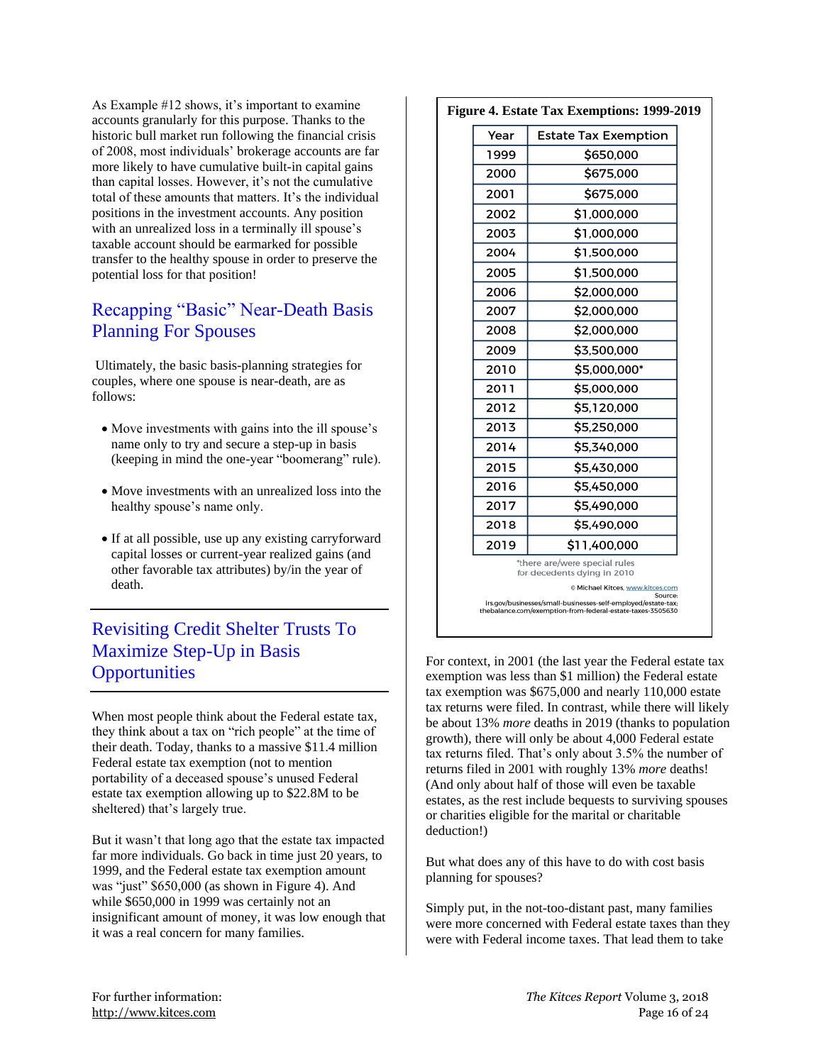As Example #12 shows, it's important to examine accounts granularly for this purpose. Thanks to the historic bull market run following the financial crisis of 2008, most individuals' brokerage accounts are far more likely to have cumulative built-in capital gains than capital losses. However, it's not the cumulative total of these amounts that matters. It's the individual positions in the investment accounts. Any position with an unrealized loss in a terminally ill spouse's taxable account should be earmarked for possible transfer to the healthy spouse in order to preserve the potential loss for that position!

## Recapping "Basic" Near-Death Basis Planning For Spouses

Ultimately, the basic basis-planning strategies for couples, where one spouse is near-death, are as follows:

- Move investments with gains into the ill spouse's name only to try and secure a step-up in basis (keeping in mind the one-year "boomerang" rule).
- Move investments with an unrealized loss into the healthy spouse's name only.
- If at all possible, use up any existing carryforward capital losses or current-year realized gains (and other favorable tax attributes) by/in the year of death.

## Revisiting Credit Shelter Trusts To Maximize Step-Up in Basis Opportunities

When most people think about the Federal estate tax, they think about a tax on "rich people" at the time of their death. Today, thanks to a massive $11.4 million Federal estate tax exemption (not to mention portability of a deceased spouse's unused Federal estate tax exemption allowing up to $22.8M to be sheltered) that's largely true.

But it wasn't that long ago that the estate tax impacted far more individuals. Go back in time just 20 years, to 1999, and the Federal estate tax exemption amount was "just" $650,000 (as shown in Figure 4). And while $650,000 in 1999 was certainly not an insignificant amount of money, it was low enough that it was a real concern for many families.

**Figure 4. Estate Tax Exemptions: 1999-2019**

| Year | Estate Tax Exemption |
|---|---|
| 1999 | $650,000 |
| 2000 | $675,000 |
| 2001 | $675,000 |
| 2002 | $1,000,000 |
| 2003 | $1,000,000 |
| 2004 | $1,500,000 |
| 2005 | $1,500,000 |
| 2006 | $2,000,000 |
| 2007 | $2,000,000 |
| 2008 | $2,000,000 |
| 2009 | $3,500,000 |
| 2010 | $5,000,000* |
| 2011 | $5,000,000 |
| 2012 | $5,120,000 |
| 2013 | $5,250,000 |
| 2014 | $5,340,000 |
| 2015 | $5,430,000 |
| 2016 | $5,450,000 |
| 2017 | $5,490,000 |
| 2018 | $5,490,000 |
| 2019 | $11,400,000 |

*there are/were special rules for decedents dying in 2010

© Michael Kitces, www.kitces.com

Source: irs.gov/businesses/small-businesses-self-employed/estate-tax; thebalance.com/exemption-from-federal-estate-taxes-3505630

For context, in 2001 (the last year the Federal estate tax exemption was less than $1 million) the Federal estate tax exemption was $675,000 and nearly 110,000 estate tax returns were filed. In contrast, while there will likely be about 13% *more* deaths in 2019 (thanks to population growth), there will only be about 4,000 Federal estate tax returns filed. That's only about 3.5% the number of returns filed in 2001 with roughly 13% *more* deaths! (And only about half of those will even be taxable estates, as the rest include bequests to surviving spouses or charities eligible for the marital or charitable deduction!)

But what does any of this have to do with cost basis planning for spouses?

Simply put, in the not-too-distant past, many families were more concerned with Federal estate taxes than they were with Federal income taxes. That lead them to take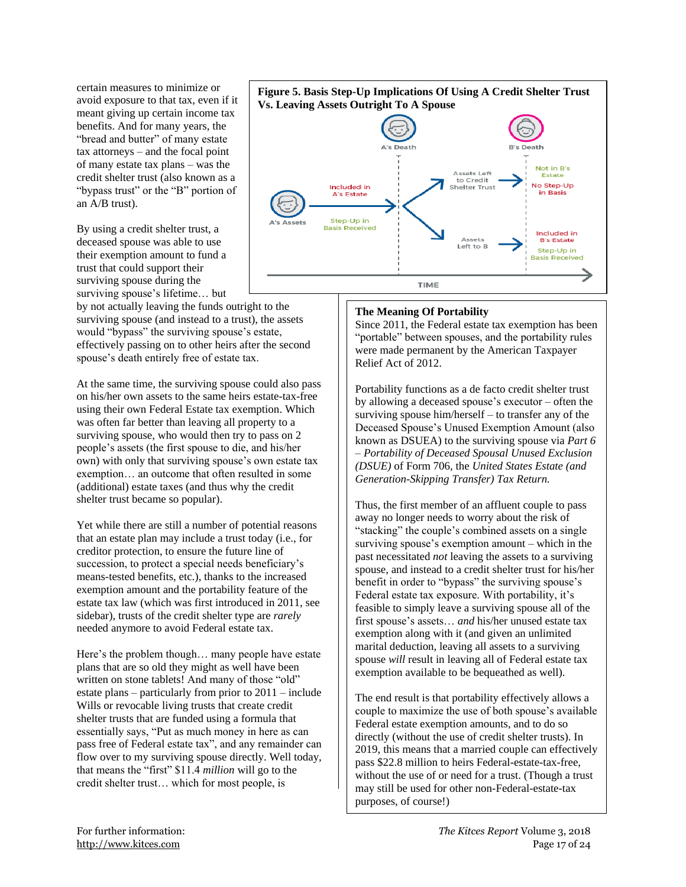certain measures to minimize or avoid exposure to that tax, even if it meant giving up certain income tax benefits. And for many years, the "bread and butter" of many estate tax attorneys – and the focal point of many estate tax plans – was the credit shelter trust (also known as a "bypass trust" or the "B" portion of an A/B trust).

By using a credit shelter trust, a deceased spouse was able to use their exemption amount to fund a trust that could support their surviving spouse during the surviving spouse's lifetime… but by not actually leaving the funds outright to the surviving spouse (and instead to a trust), the assets would "bypass" the surviving spouse's estate, effectively passing on to other heirs after the second spouse's death entirely free of estate tax.

At the same time, the surviving spouse could also pass on his/her own assets to the same heirs estate-tax-free using their own Federal Estate tax exemption. Which was often far better than leaving all property to a surviving spouse, who would then try to pass on 2 people's assets (the first spouse to die, and his/her own) with only that surviving spouse's own estate tax exemption… an outcome that often resulted in some (additional) estate taxes (and thus why the credit shelter trust became so popular).

Yet while there are still a number of potential reasons that an estate plan may include a trust today (i.e., for creditor protection, to ensure the future line of succession, to protect a special needs beneficiary's means-tested benefits, etc.), thanks to the increased exemption amount and the portability feature of the estate tax law (which was first introduced in 2011, see sidebar), trusts of the credit shelter type are *rarely* needed anymore to avoid Federal estate tax.

Here's the problem though… many people have estate plans that are so old they might as well have been written on stone tablets! And many of those "old" estate plans – particularly from prior to 2011 – include Wills or revocable living trusts that create credit shelter trusts that are funded using a formula that essentially says, "Put as much money in here as can pass free of Federal estate tax", and any remainder can flow over to my surviving spouse directly. Well today, that means the "first" $11.4 *million* will go to the credit shelter trust… which for most people, is

**Figure 5. Basis Step-Up Implications Of Using A Credit Shelter Trust Vs. Leaving Assets Outright To A Spouse**

A's Death

B's Death

A's Assets

Included in A's Estate

Step-Up in Basis Received

Assets Left to Credit Shelter Trust

Not in B's Estate

No Step-Up in Basis

Assets Left to B

Included in B's Estate

Step-Up in Basis Received

TIME

**The Meaning Of Portability**

Since 2011, the Federal estate tax exemption has been "portable" between spouses, and the portability rules were made permanent by the American Taxpayer Relief Act of 2012.

Portability functions as a de facto credit shelter trust by allowing a deceased spouse's executor – often the surviving spouse him/herself – to transfer any of the Deceased Spouse's Unused Exemption Amount (also known as DSUEA) to the surviving spouse via *Part 6 – Portability of Deceased Spousal Unused Exclusion (DSUE)* of Form 706, the *United States Estate (and Generation-Skipping Transfer) Tax Return.*

Thus, the first member of an affluent couple to pass away no longer needs to worry about the risk of "stacking" the couple's combined assets on a single surviving spouse's exemption amount – which in the past necessitated *not* leaving the assets to a surviving spouse, and instead to a credit shelter trust for his/her benefit in order to "bypass" the surviving spouse's Federal estate tax exposure. With portability, it's feasible to simply leave a surviving spouse all of the first spouse's assets… *and* his/her unused estate tax exemption along with it (and given an unlimited marital deduction, leaving all assets to a surviving spouse *will* result in leaving all of Federal estate tax exemption available to be bequeathed as well).

The end result is that portability effectively allows a couple to maximize the use of both spouse's available Federal estate exemption amounts, and to do so directly (without the use of credit shelter trusts). In 2019, this means that a married couple can effectively pass $22.8 million to heirs Federal-estate-tax-free, without the use of or need for a trust. (Though a trust may still be used for other non-Federal-estate-tax purposes, of course!)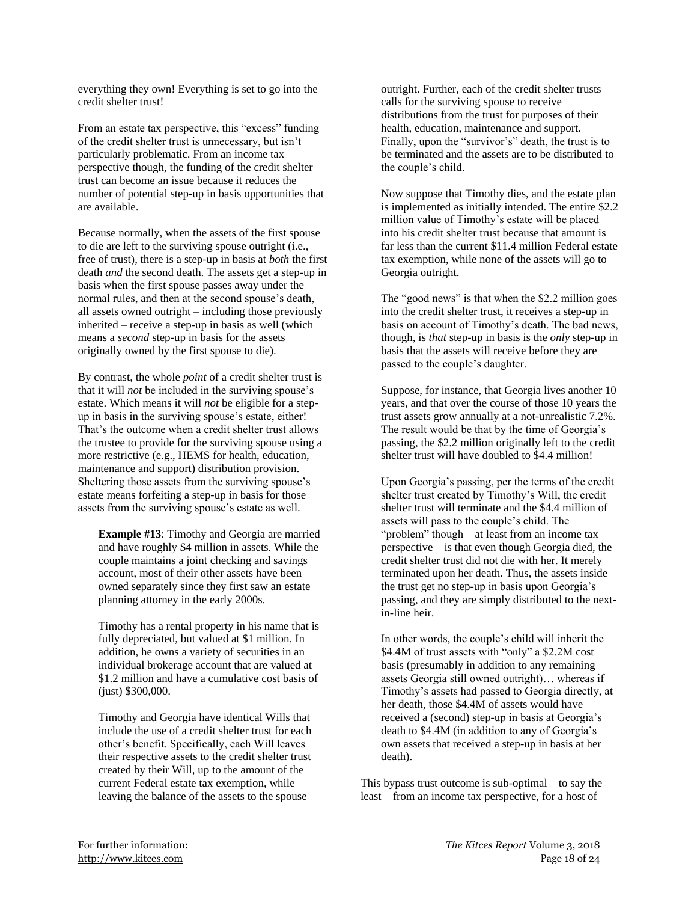everything they own! Everything is set to go into the credit shelter trust!

From an estate tax perspective, this "excess" funding of the credit shelter trust is unnecessary, but isn't particularly problematic. From an income tax perspective though, the funding of the credit shelter trust can become an issue because it reduces the number of potential step-up in basis opportunities that are available.

Because normally, when the assets of the first spouse to die are left to the surviving spouse outright (i.e., free of trust), there is a step-up in basis at *both* the first death *and* the second death. The assets get a step-up in basis when the first spouse passes away under the normal rules, and then at the second spouse's death, all assets owned outright – including those previously inherited – receive a step-up in basis as well (which means a *second* step-up in basis for the assets originally owned by the first spouse to die).

By contrast, the whole *point* of a credit shelter trust is that it will *not* be included in the surviving spouse's estate. Which means it will *not* be eligible for a step-up in basis in the surviving spouse's estate, either! That's the outcome when a credit shelter trust allows the trustee to provide for the surviving spouse using a more restrictive (e.g., HEMS for health, education, maintenance and support) distribution provision. Sheltering those assets from the surviving spouse's estate means forfeiting a step-up in basis for those assets from the surviving spouse's estate as well.

> **Example #13**: Timothy and Georgia are married and have roughly $4 million in assets. While the couple maintains a joint checking and savings account, most of their other assets have been owned separately since they first saw an estate planning attorney in the early 2000s.
>
> Timothy has a rental property in his name that is fully depreciated, but valued at $1 million. In addition, he owns a variety of securities in an individual brokerage account that are valued at $1.2 million and have a cumulative cost basis of (just) $300,000.
>
> Timothy and Georgia have identical Wills that include the use of a credit shelter trust for each other's benefit. Specifically, each Will leaves their respective assets to the credit shelter trust created by their Will, up to the amount of the current Federal estate tax exemption, while leaving the balance of the assets to the spouse outright. Further, each of the credit shelter trusts calls for the surviving spouse to receive distributions from the trust for purposes of their health, education, maintenance and support. Finally, upon the "survivor's" death, the trust is to be terminated and the assets are to be distributed to the couple's child.
>
> Now suppose that Timothy dies, and the estate plan is implemented as initially intended. The entire $2.2 million value of Timothy's estate will be placed into his credit shelter trust because that amount is far less than the current $11.4 million Federal estate tax exemption, while none of the assets will go to Georgia outright.
>
> The "good news" is that when the $2.2 million goes into the credit shelter trust, it receives a step-up in basis on account of Timothy's death. The bad news, though, is *that* step-up in basis is the *only* step-up in basis that the assets will receive before they are passed to the couple's daughter.
>
> Suppose, for instance, that Georgia lives another 10 years, and that over the course of those 10 years the trust assets grow annually at a not-unrealistic 7.2%. The result would be that by the time of Georgia's passing, the $2.2 million originally left to the credit shelter trust will have doubled to $4.4 million!
>
> Upon Georgia's passing, per the terms of the credit shelter trust created by Timothy's Will, the credit shelter trust will terminate and the $4.4 million of assets will pass to the couple's child. The "problem" though – at least from an income tax perspective – is that even though Georgia died, the credit shelter trust did not die with her. It merely terminated upon her death. Thus, the assets inside the trust get no step-up in basis upon Georgia's passing, and they are simply distributed to the next-in-line heir.
>
> In other words, the couple's child will inherit the $4.4M of trust assets with "only" a $2.2M cost basis (presumably in addition to any remaining assets Georgia still owned outright)… whereas if Timothy's assets had passed to Georgia directly, at her death, those $4.4M of assets would have received a (second) step-up in basis at Georgia's death to $4.4M (in addition to any of Georgia's own assets that received a step-up in basis at her death).

This bypass trust outcome is sub-optimal – to say the least – from an income tax perspective, for a host of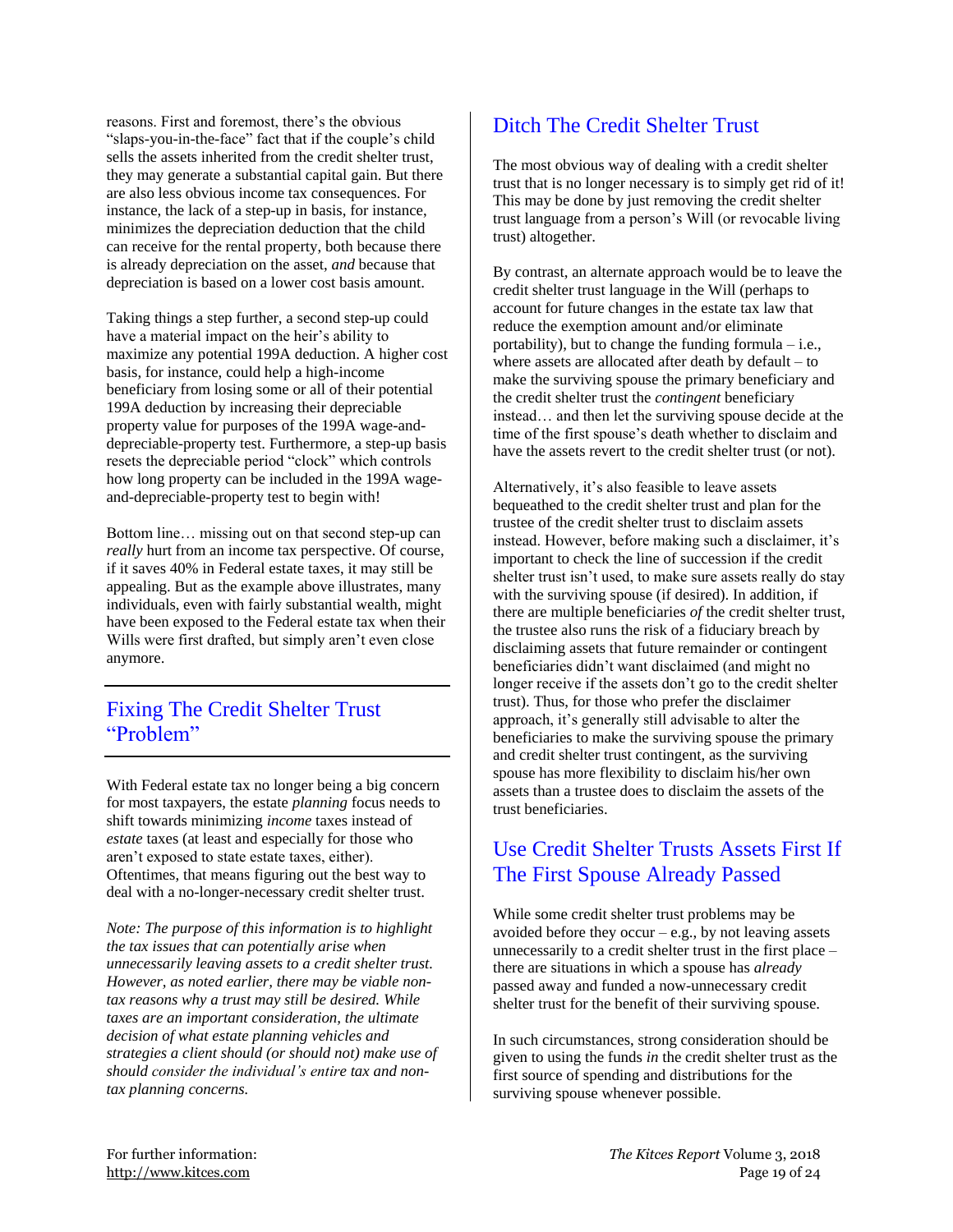reasons. First and foremost, there's the obvious "slaps-you-in-the-face" fact that if the couple's child sells the assets inherited from the credit shelter trust, they may generate a substantial capital gain. But there are also less obvious income tax consequences. For instance, the lack of a step-up in basis, for instance, minimizes the depreciation deduction that the child can receive for the rental property, both because there is already depreciation on the asset, *and* because that depreciation is based on a lower cost basis amount.

Taking things a step further, a second step-up could have a material impact on the heir's ability to maximize any potential 199A deduction. A higher cost basis, for instance, could help a high-income beneficiary from losing some or all of their potential 199A deduction by increasing their depreciable property value for purposes of the 199A wage-and-depreciable-property test. Furthermore, a step-up basis resets the depreciable period "clock" which controls how long property can be included in the 199A wage-and-depreciable-property test to begin with!

Bottom line… missing out on that second step-up can *really* hurt from an income tax perspective. Of course, if it saves 40% in Federal estate taxes, it may still be appealing. But as the example above illustrates, many individuals, even with fairly substantial wealth, might have been exposed to the Federal estate tax when their Wills were first drafted, but simply aren't even close anymore.

## Fixing The Credit Shelter Trust "Problem"

With Federal estate tax no longer being a big concern for most taxpayers, the estate *planning* focus needs to shift towards minimizing *income* taxes instead of *estate* taxes (at least and especially for those who aren't exposed to state estate taxes, either). Oftentimes, that means figuring out the best way to deal with a no-longer-necessary credit shelter trust.

*Note: The purpose of this information is to highlight the tax issues that can potentially arise when unnecessarily leaving assets to a credit shelter trust. However, as noted earlier, there may be viable non-tax reasons why a trust may still be desired. While taxes are an important consideration, the ultimate decision of what estate planning vehicles and strategies a client should (or should not) make use of should consider the individual's entire tax and non-tax planning concerns.*

## Ditch The Credit Shelter Trust

The most obvious way of dealing with a credit shelter trust that is no longer necessary is to simply get rid of it! This may be done by just removing the credit shelter trust language from a person's Will (or revocable living trust) altogether.

By contrast, an alternate approach would be to leave the credit shelter trust language in the Will (perhaps to account for future changes in the estate tax law that reduce the exemption amount and/or eliminate portability), but to change the funding formula – i.e., where assets are allocated after death by default – to make the surviving spouse the primary beneficiary and the credit shelter trust the *contingent* beneficiary instead… and then let the surviving spouse decide at the time of the first spouse's death whether to disclaim and have the assets revert to the credit shelter trust (or not).

Alternatively, it's also feasible to leave assets bequeathed to the credit shelter trust and plan for the trustee of the credit shelter trust to disclaim assets instead. However, before making such a disclaimer, it's important to check the line of succession if the credit shelter trust isn't used, to make sure assets really do stay with the surviving spouse (if desired). In addition, if there are multiple beneficiaries *of* the credit shelter trust, the trustee also runs the risk of a fiduciary breach by disclaiming assets that future remainder or contingent beneficiaries didn't want disclaimed (and might no longer receive if the assets don't go to the credit shelter trust). Thus, for those who prefer the disclaimer approach, it's generally still advisable to alter the beneficiaries to make the surviving spouse the primary and credit shelter trust contingent, as the surviving spouse has more flexibility to disclaim his/her own assets than a trustee does to disclaim the assets of the trust beneficiaries.

## Use Credit Shelter Trusts Assets First If The First Spouse Already Passed

While some credit shelter trust problems may be avoided before they occur – e.g., by not leaving assets unnecessarily to a credit shelter trust in the first place – there are situations in which a spouse has *already* passed away and funded a now-unnecessary credit shelter trust for the benefit of their surviving spouse.

In such circumstances, strong consideration should be given to using the funds *in* the credit shelter trust as the first source of spending and distributions for the surviving spouse whenever possible.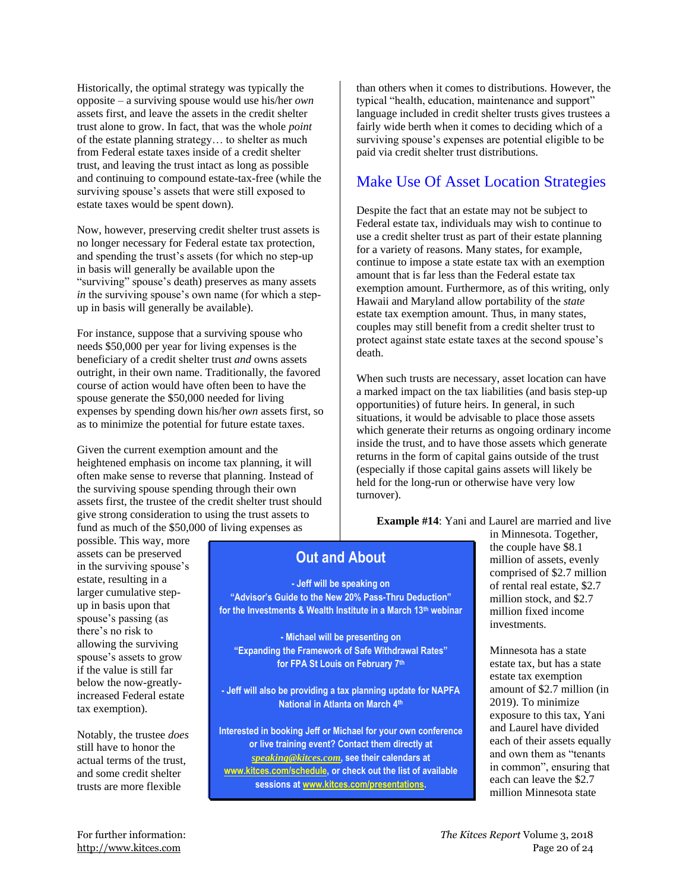Historically, the optimal strategy was typically the opposite – a surviving spouse would use his/her *own* assets first, and leave the assets in the credit shelter trust alone to grow. In fact, that was the whole *point* of the estate planning strategy… to shelter as much from Federal estate taxes inside of a credit shelter trust, and leaving the trust intact as long as possible and continuing to compound estate-tax-free (while the surviving spouse's assets that were still exposed to estate taxes would be spent down).

Now, however, preserving credit shelter trust assets is no longer necessary for Federal estate tax protection, and spending the trust's assets (for which no step-up in basis will generally be available upon the "surviving" spouse's death) preserves as many assets *in* the surviving spouse's own name (for which a step-up in basis will generally be available).

For instance, suppose that a surviving spouse who needs $50,000 per year for living expenses is the beneficiary of a credit shelter trust *and* owns assets outright, in their own name. Traditionally, the favored course of action would have often been to have the spouse generate the $50,000 needed for living expenses by spending down his/her *own* assets first, so as to minimize the potential for future estate taxes.

Given the current exemption amount and the heightened emphasis on income tax planning, it will often make sense to reverse that planning. Instead of the surviving spouse spending through their own assets first, the trustee of the credit shelter trust should give strong consideration to using the trust assets to fund as much of the $50,000 of living expenses as possible. This way, more assets can be preserved in the surviving spouse's estate, resulting in a larger cumulative step-up in basis upon that spouse's passing (as there's no risk to allowing the surviving spouse's assets to grow if the value is still far below the now-greatly-increased Federal estate tax exemption).

Notably, the trustee *does* still have to honor the actual terms of the trust, and some credit shelter trusts are more flexible than others when it comes to distributions. However, the typical "health, education, maintenance and support" language included in credit shelter trusts gives trustees a fairly wide berth when it comes to deciding which of a surviving spouse's expenses are potential eligible to be paid via credit shelter trust distributions.

## Make Use Of Asset Location Strategies

Despite the fact that an estate may not be subject to Federal estate tax, individuals may wish to continue to use a credit shelter trust as part of their estate planning for a variety of reasons. Many states, for example, continue to impose a state estate tax with an exemption amount that is far less than the Federal estate tax exemption amount. Furthermore, as of this writing, only Hawaii and Maryland allow portability of the *state* estate tax exemption amount. Thus, in many states, couples may still benefit from a credit shelter trust to protect against state estate taxes at the second spouse's death.

When such trusts are necessary, asset location can have a marked impact on the tax liabilities (and basis step-up opportunities) of future heirs. In general, in such situations, it would be advisable to place those assets which generate their returns as ongoing ordinary income inside the trust, and to have those assets which generate returns in the form of capital gains outside of the trust (especially if those capital gains assets will likely be held for the long-run or otherwise have very low turnover).

**Example #14**: Yani and Laurel are married and live in Minnesota. Together, the couple have $8.1 million of assets, evenly comprised of $2.7 million of rental real estate, $2.7 million stock, and $2.7 million fixed income investments.

Minnesota has a state estate tax, but has a state estate tax exemption amount of $2.7 million (in 2019). To minimize exposure to this tax, Yani and Laurel have divided each of their assets equally and own them as "tenants in common", ensuring that each can leave the $2.7 million Minnesota state

### Out and About

**- Jeff will be speaking on "Advisor's Guide to the New 20% Pass-Thru Deduction" for the Investments & Wealth Institute in a March 13th webinar**

**- Michael will be presenting on "Expanding the Framework of Safe Withdrawal Rates" for FPA St Louis on February 7th**

**- Jeff will also be providing a tax planning update for NAPFA National in Atlanta on March 4th**

**Interested in booking Jeff or Michael for your own conference or live training event? Contact them directly at *speaking@kitces.com*, see their calendars at www.kitces.com/schedule, or check out the list of available sessions at www.kitces.com/presentations.**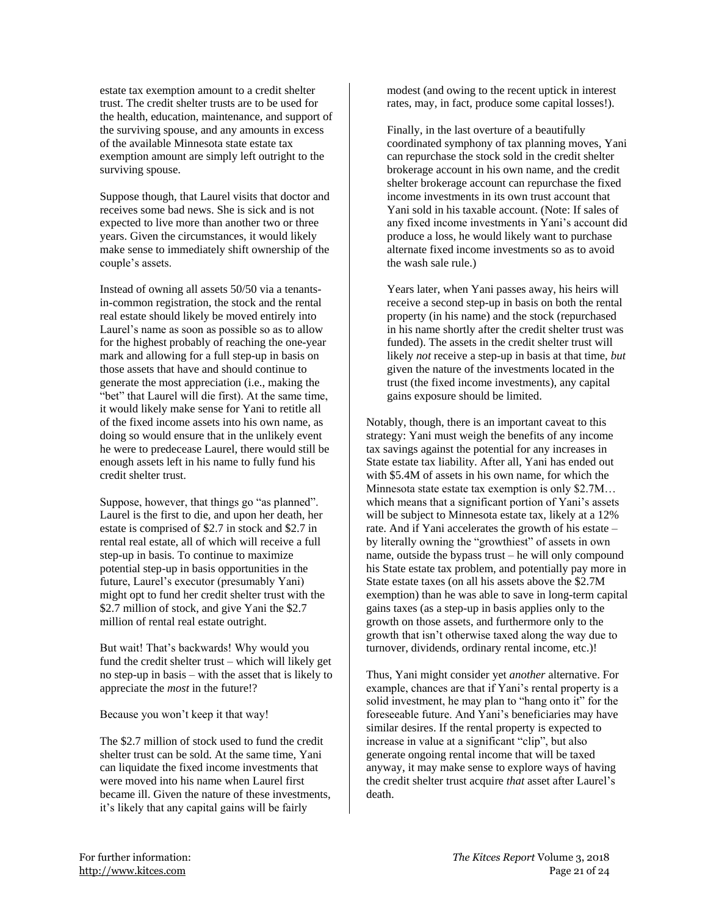estate tax exemption amount to a credit shelter trust. The credit shelter trusts are to be used for the health, education, maintenance, and support of the surviving spouse, and any amounts in excess of the available Minnesota state estate tax exemption amount are simply left outright to the surviving spouse.

Suppose though, that Laurel visits that doctor and receives some bad news. She is sick and is not expected to live more than another two or three years. Given the circumstances, it would likely make sense to immediately shift ownership of the couple's assets.

Instead of owning all assets 50/50 via a tenants-in-common registration, the stock and the rental real estate should likely be moved entirely into Laurel's name as soon as possible so as to allow for the highest probably of reaching the one-year mark and allowing for a full step-up in basis on those assets that have and should continue to generate the most appreciation (i.e., making the "bet" that Laurel will die first). At the same time, it would likely make sense for Yani to retitle all of the fixed income assets into his own name, as doing so would ensure that in the unlikely event he were to predecease Laurel, there would still be enough assets left in his name to fully fund his credit shelter trust.

Suppose, however, that things go "as planned". Laurel is the first to die, and upon her death, her estate is comprised of $2.7 in stock and $2.7 in rental real estate, all of which will receive a full step-up in basis. To continue to maximize potential step-up in basis opportunities in the future, Laurel's executor (presumably Yani) might opt to fund her credit shelter trust with the $2.7 million of stock, and give Yani the $2.7 million of rental real estate outright.

But wait! That's backwards! Why would you fund the credit shelter trust – which will likely get no step-up in basis – with the asset that is likely to appreciate the *most* in the future!?

Because you won't keep it that way!

The $2.7 million of stock used to fund the credit shelter trust can be sold. At the same time, Yani can liquidate the fixed income investments that were moved into his name when Laurel first became ill. Given the nature of these investments, it's likely that any capital gains will be fairly modest (and owing to the recent uptick in interest rates, may, in fact, produce some capital losses!).

Finally, in the last overture of a beautifully coordinated symphony of tax planning moves, Yani can repurchase the stock sold in the credit shelter brokerage account in his own name, and the credit shelter brokerage account can repurchase the fixed income investments in its own trust account that Yani sold in his taxable account. (Note: If sales of any fixed income investments in Yani's account did produce a loss, he would likely want to purchase alternate fixed income investments so as to avoid the wash sale rule.)

Years later, when Yani passes away, his heirs will receive a second step-up in basis on both the rental property (in his name) and the stock (repurchased in his name shortly after the credit shelter trust was funded). The assets in the credit shelter trust will likely *not* receive a step-up in basis at that time, *but* given the nature of the investments located in the trust (the fixed income investments), any capital gains exposure should be limited.

Notably, though, there is an important caveat to this strategy: Yani must weigh the benefits of any income tax savings against the potential for any increases in State estate tax liability. After all, Yani has ended out with $5.4M of assets in his own name, for which the Minnesota state estate tax exemption is only $2.7M… which means that a significant portion of Yani's assets will be subject to Minnesota estate tax, likely at a 12% rate. And if Yani accelerates the growth of his estate – by literally owning the "growthiest" of assets in own name, outside the bypass trust – he will only compound his State estate tax problem, and potentially pay more in State estate taxes (on all his assets above the $2.7M exemption) than he was able to save in long-term capital gains taxes (as a step-up in basis applies only to the growth on those assets, and furthermore only to the growth that isn't otherwise taxed along the way due to turnover, dividends, ordinary rental income, etc.)!

Thus, Yani might consider yet *another* alternative. For example, chances are that if Yani's rental property is a solid investment, he may plan to "hang onto it" for the foreseeable future. And Yani's beneficiaries may have similar desires. If the rental property is expected to increase in value at a significant "clip", but also generate ongoing rental income that will be taxed anyway, it may make sense to explore ways of having the credit shelter trust acquire *that* asset after Laurel's death.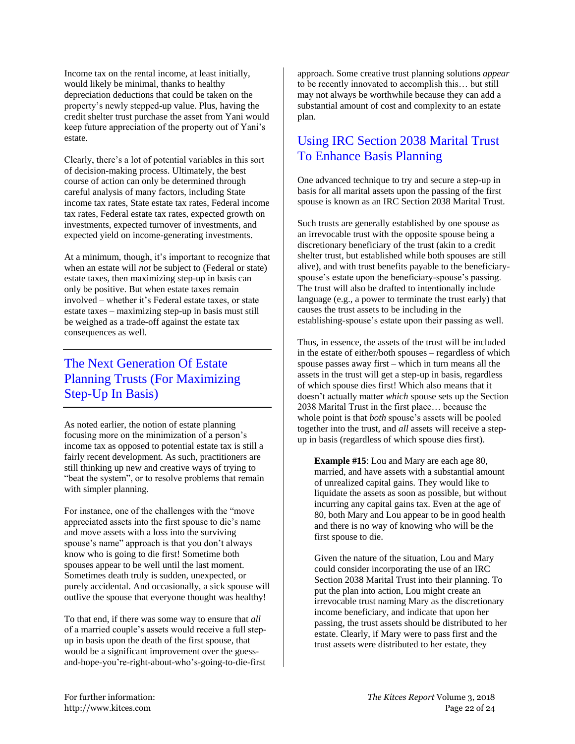Income tax on the rental income, at least initially, would likely be minimal, thanks to healthy depreciation deductions that could be taken on the property's newly stepped-up value. Plus, having the credit shelter trust purchase the asset from Yani would keep future appreciation of the property out of Yani's estate.

Clearly, there's a lot of potential variables in this sort of decision-making process. Ultimately, the best course of action can only be determined through careful analysis of many factors, including State income tax rates, State estate tax rates, Federal income tax rates, Federal estate tax rates, expected growth on investments, expected turnover of investments, and expected yield on income-generating investments.

At a minimum, though, it's important to recognize that when an estate will *not* be subject to (Federal or state) estate taxes, then maximizing step-up in basis can only be positive. But when estate taxes remain involved – whether it's Federal estate taxes, or state estate taxes – maximizing step-up in basis must still be weighed as a trade-off against the estate tax consequences as well.

## The Next Generation Of Estate Planning Trusts (For Maximizing Step-Up In Basis)

As noted earlier, the notion of estate planning focusing more on the minimization of a person's income tax as opposed to potential estate tax is still a fairly recent development. As such, practitioners are still thinking up new and creative ways of trying to "beat the system", or to resolve problems that remain with simpler planning.

For instance, one of the challenges with the "move appreciated assets into the first spouse to die's name and move assets with a loss into the surviving spouse's name" approach is that you don't always know who is going to die first! Sometime both spouses appear to be well until the last moment. Sometimes death truly is sudden, unexpected, or purely accidental. And occasionally, a sick spouse will outlive the spouse that everyone thought was healthy!

To that end, if there was some way to ensure that *all* of a married couple's assets would receive a full step-up in basis upon the death of the first spouse, that would be a significant improvement over the guess-and-hope-you're-right-about-who's-going-to-die-first approach. Some creative trust planning solutions *appear* to be recently innovated to accomplish this… but still may not always be worthwhile because they can add a substantial amount of cost and complexity to an estate plan.

### Using IRC Section 2038 Marital Trust To Enhance Basis Planning

One advanced technique to try and secure a step-up in basis for all marital assets upon the passing of the first spouse is known as an IRC Section 2038 Marital Trust.

Such trusts are generally established by one spouse as an irrevocable trust with the opposite spouse being a discretionary beneficiary of the trust (akin to a credit shelter trust, but established while both spouses are still alive), and with trust benefits payable to the beneficiary-spouse's estate upon the beneficiary-spouse's passing. The trust will also be drafted to intentionally include language (e.g., a power to terminate the trust early) that causes the trust assets to be including in the establishing-spouse's estate upon their passing as well.

Thus, in essence, the assets of the trust will be included in the estate of either/both spouses – regardless of which spouse passes away first – which in turn means all the assets in the trust will get a step-up in basis, regardless of which spouse dies first! Which also means that it doesn't actually matter *which* spouse sets up the Section 2038 Marital Trust in the first place… because the whole point is that *both* spouse's assets will be pooled together into the trust, and *all* assets will receive a step-up in basis (regardless of which spouse dies first).

> **Example #15**: Lou and Mary are each age 80, married, and have assets with a substantial amount of unrealized capital gains. They would like to liquidate the assets as soon as possible, but without incurring any capital gains tax. Even at the age of 80, both Mary and Lou appear to be in good health and there is no way of knowing who will be the first spouse to die.
>
> Given the nature of the situation, Lou and Mary could consider incorporating the use of an IRC Section 2038 Marital Trust into their planning. To put the plan into action, Lou might create an irrevocable trust naming Mary as the discretionary income beneficiary, and indicate that upon her passing, the trust assets should be distributed to her estate. Clearly, if Mary were to pass first and the trust assets were distributed to her estate, they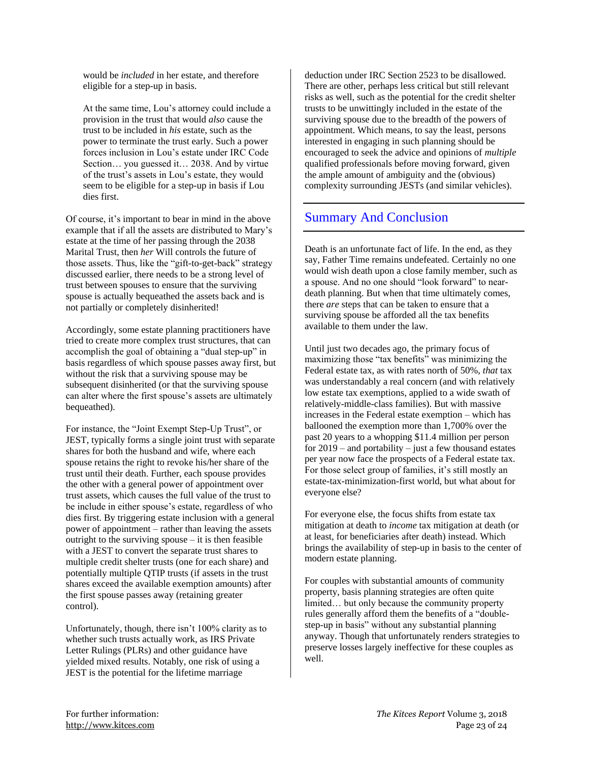would be *included* in her estate, and therefore eligible for a step-up in basis.

At the same time, Lou's attorney could include a provision in the trust that would *also* cause the trust to be included in *his* estate, such as the power to terminate the trust early. Such a power forces inclusion in Lou's estate under IRC Code Section… you guessed it… 2038. And by virtue of the trust's assets in Lou's estate, they would seem to be eligible for a step-up in basis if Lou dies first.

Of course, it's important to bear in mind in the above example that if all the assets are distributed to Mary's estate at the time of her passing through the 2038 Marital Trust, then *her* Will controls the future of those assets. Thus, like the "gift-to-get-back" strategy discussed earlier, there needs to be a strong level of trust between spouses to ensure that the surviving spouse is actually bequeathed the assets back and is not partially or completely disinherited!

Accordingly, some estate planning practitioners have tried to create more complex trust structures, that can accomplish the goal of obtaining a "dual step-up" in basis regardless of which spouse passes away first, but without the risk that a surviving spouse may be subsequent disinherited (or that the surviving spouse can alter where the first spouse's assets are ultimately bequeathed).

For instance, the "Joint Exempt Step-Up Trust", or JEST, typically forms a single joint trust with separate shares for both the husband and wife, where each spouse retains the right to revoke his/her share of the trust until their death. Further, each spouse provides the other with a general power of appointment over trust assets, which causes the full value of the trust to be include in either spouse's estate, regardless of who dies first. By triggering estate inclusion with a general power of appointment – rather than leaving the assets outright to the surviving spouse – it is then feasible with a JEST to convert the separate trust shares to multiple credit shelter trusts (one for each share) and potentially multiple QTIP trusts (if assets in the trust shares exceed the available exemption amounts) after the first spouse passes away (retaining greater control).

Unfortunately, though, there isn't 100% clarity as to whether such trusts actually work, as IRS Private Letter Rulings (PLRs) and other guidance have yielded mixed results. Notably, one risk of using a JEST is the potential for the lifetime marriage deduction under IRC Section 2523 to be disallowed. There are other, perhaps less critical but still relevant risks as well, such as the potential for the credit shelter trusts to be unwittingly included in the estate of the surviving spouse due to the breadth of the powers of appointment. Which means, to say the least, persons interested in engaging in such planning should be encouraged to seek the advice and opinions of *multiple* qualified professionals before moving forward, given the ample amount of ambiguity and the (obvious) complexity surrounding JESTs (and similar vehicles).

## Summary And Conclusion

Death is an unfortunate fact of life. In the end, as they say, Father Time remains undefeated. Certainly no one would wish death upon a close family member, such as a spouse. And no one should "look forward" to near-death planning. But when that time ultimately comes, there *are* steps that can be taken to ensure that a surviving spouse be afforded all the tax benefits available to them under the law.

Until just two decades ago, the primary focus of maximizing those "tax benefits" was minimizing the Federal estate tax, as with rates north of 50%, *that* tax was understandably a real concern (and with relatively low estate tax exemptions, applied to a wide swath of relatively-middle-class families). But with massive increases in the Federal estate exemption – which has ballooned the exemption more than 1,700% over the past 20 years to a whopping $11.4 million per person for 2019 – and portability – just a few thousand estates per year now face the prospects of a Federal estate tax. For those select group of families, it's still mostly an estate-tax-minimization-first world, but what about for everyone else?

For everyone else, the focus shifts from estate tax mitigation at death to *income* tax mitigation at death (or at least, for beneficiaries after death) instead. Which brings the availability of step-up in basis to the center of modern estate planning.

For couples with substantial amounts of community property, basis planning strategies are often quite limited… but only because the community property rules generally afford them the benefits of a "double-step-up in basis" without any substantial planning anyway. Though that unfortunately renders strategies to preserve losses largely ineffective for these couples as well.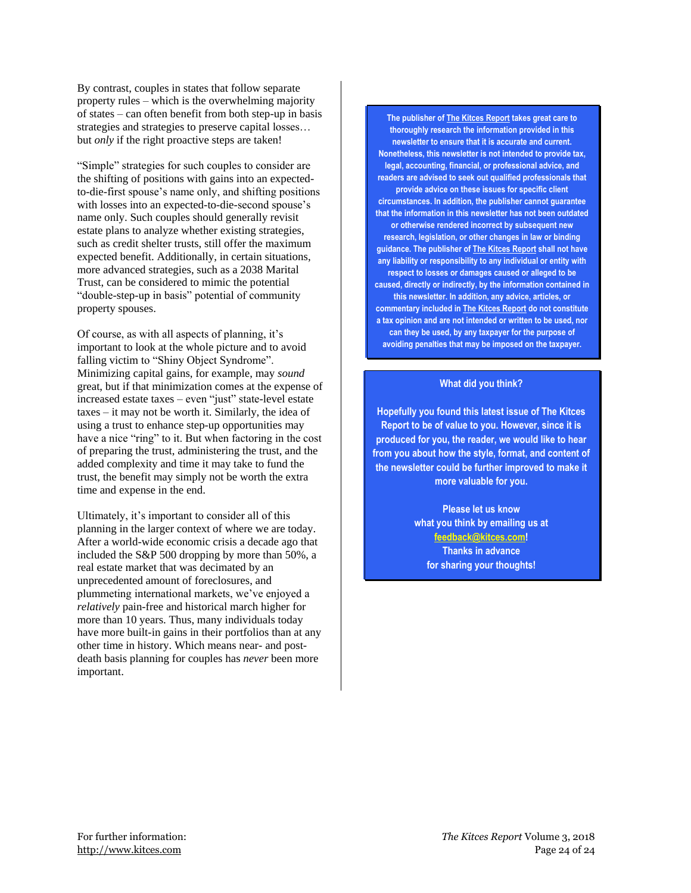By contrast, couples in states that follow separate property rules – which is the overwhelming majority of states – can often benefit from both step-up in basis strategies and strategies to preserve capital losses… but *only* if the right proactive steps are taken!

"Simple" strategies for such couples to consider are the shifting of positions with gains into an expected-to-die-first spouse's name only, and shifting positions with losses into an expected-to-die-second spouse's name only. Such couples should generally revisit estate plans to analyze whether existing strategies, such as credit shelter trusts, still offer the maximum expected benefit. Additionally, in certain situations, more advanced strategies, such as a 2038 Marital Trust, can be considered to mimic the potential "double-step-up in basis" potential of community property spouses.

Of course, as with all aspects of planning, it's important to look at the whole picture and to avoid falling victim to "Shiny Object Syndrome". Minimizing capital gains, for example, may *sound* great, but if that minimization comes at the expense of increased estate taxes – even "just" state-level estate taxes – it may not be worth it. Similarly, the idea of using a trust to enhance step-up opportunities may have a nice "ring" to it. But when factoring in the cost of preparing the trust, administering the trust, and the added complexity and time it may take to fund the trust, the benefit may simply not be worth the extra time and expense in the end.

Ultimately, it's important to consider all of this planning in the larger context of where we are today. After a world-wide economic crisis a decade ago that included the S&P 500 dropping by more than 50%, a real estate market that was decimated by an unprecedented amount of foreclosures, and plummeting international markets, we've enjoyed a *relatively* pain-free and historical march higher for more than 10 years. Thus, many individuals today have more built-in gains in their portfolios than at any other time in history. Which means near- and post-death basis planning for couples has *never* been more important.

**The publisher of The Kitces Report takes great care to thoroughly research the information provided in this newsletter to ensure that it is accurate and current. Nonetheless, this newsletter is not intended to provide tax, legal, accounting, financial, or professional advice, and readers are advised to seek out qualified professionals that provide advice on these issues for specific client circumstances. In addition, the publisher cannot guarantee that the information in this newsletter has not been outdated or otherwise rendered incorrect by subsequent new research, legislation, or other changes in law or binding guidance. The publisher of The Kitces Report shall not have any liability or responsibility to any individual or entity with respect to losses or damages caused or alleged to be caused, directly or indirectly, by the information contained in this newsletter. In addition, any advice, articles, or commentary included in The Kitces Report do not constitute a tax opinion and are not intended or written to be used, nor can they be used, by any taxpayer for the purpose of avoiding penalties that may be imposed on the taxpayer.**

**What did you think?**

**Hopefully you found this latest issue of The Kitces Report to be of value to you. However, since it is produced for you, the reader, we would like to hear from you about how the style, format, and content of the newsletter could be further improved to make it more valuable for you.**

**Please let us know what you think by emailing us at feedback@kitces.com! Thanks in advance for sharing your thoughts!**

For further information:
http://www.kitces.com